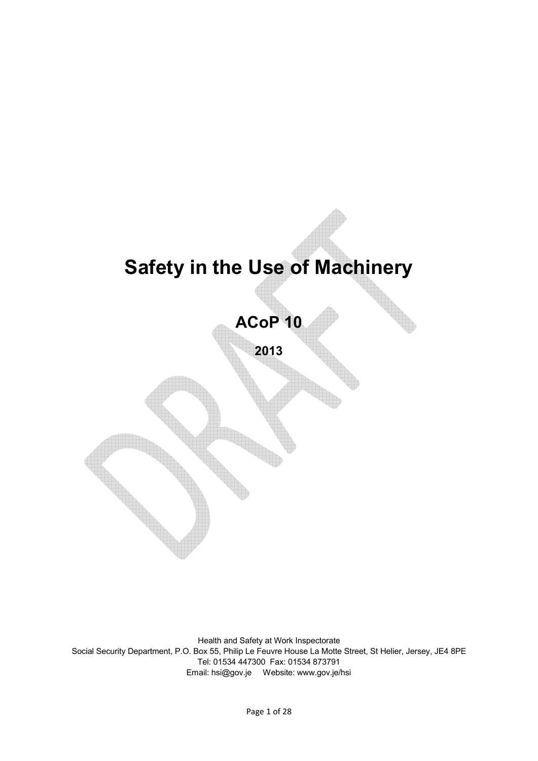# Safety in the Use of Machinery

## ACoP 10

**2013**

Health and Safety at Work Inspectorate
Social Security Department, P.O. Box 55, Philip Le Feuvre House La Motte Street, St Helier, Jersey, JE4 8PE
Tel: 01534 447300 Fax: 01534 873791
Email: hsi@gov.je Website: www.gov.je/hsi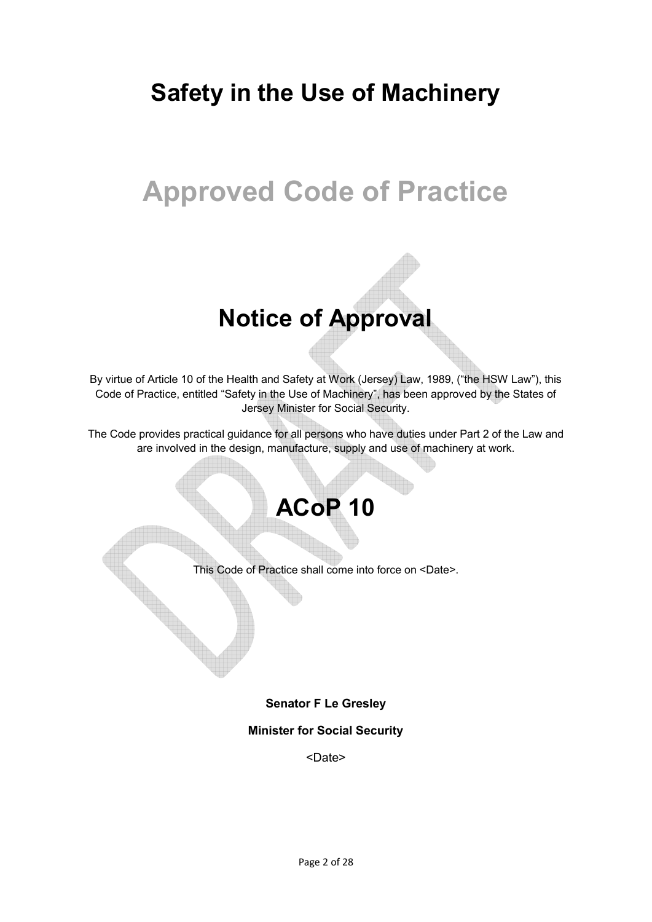# Safety in the Use of Machinery

# Approved Code of Practice

## Notice of Approval

By virtue of Article 10 of the Health and Safety at Work (Jersey) Law, 1989, ("the HSW Law"), this Code of Practice, entitled "Safety in the Use of Machinery", has been approved by the States of Jersey Minister for Social Security.

The Code provides practical guidance for all persons who have duties under Part 2 of the Law and are involved in the design, manufacture, supply and use of machinery at work.

## ACoP 10

This Code of Practice shall come into force on <Date>.

**Senator F Le Gresley**

**Minister for Social Security**

<Date>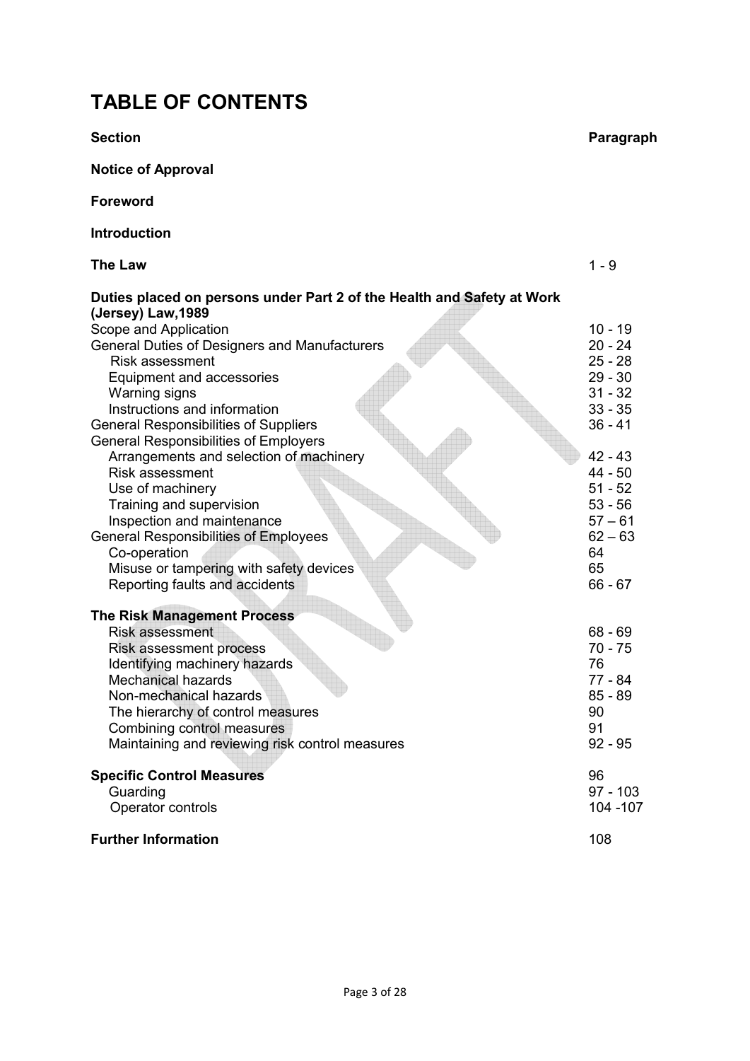# TABLE OF CONTENTS

| Section | Paragraph |
|---|---|
| **Notice of Approval** | |
| **Foreword** | |
| **Introduction** | |
| **The Law** | 1 - 9 |
| **Duties placed on persons under Part 2 of the Health and Safety at Work (Jersey) Law,1989** | |
| Scope and Application | 10 - 19 |
| General Duties of Designers and Manufacturers | 20 - 24 |
| Risk assessment | 25 - 28 |
| Equipment and accessories | 29 - 30 |
| Warning signs | 31 - 32 |
| Instructions and information | 33 - 35 |
| General Responsibilities of Suppliers | 36 - 41 |
| General Responsibilities of Employers | |
| Arrangements and selection of machinery | 42 - 43 |
| Risk assessment | 44 - 50 |
| Use of machinery | 51 - 52 |
| Training and supervision | 53 - 56 |
| Inspection and maintenance | 57 – 61 |
| General Responsibilities of Employees | 62 – 63 |
| Co-operation | 64 |
| Misuse or tampering with safety devices | 65 |
| Reporting faults and accidents | 66 - 67 |
| **The Risk Management Process** | |
| Risk assessment | 68 - 69 |
| Risk assessment process | 70 - 75 |
| Identifying machinery hazards | 76 |
| Mechanical hazards | 77 - 84 |
| Non-mechanical hazards | 85 - 89 |
| The hierarchy of control measures | 90 |
| Combining control measures | 91 |
| Maintaining and reviewing risk control measures | 92 - 95 |
| **Specific Control Measures** | 96 |
| Guarding | 97 - 103 |
| Operator controls | 104 -107 |
| **Further Information** | 108 |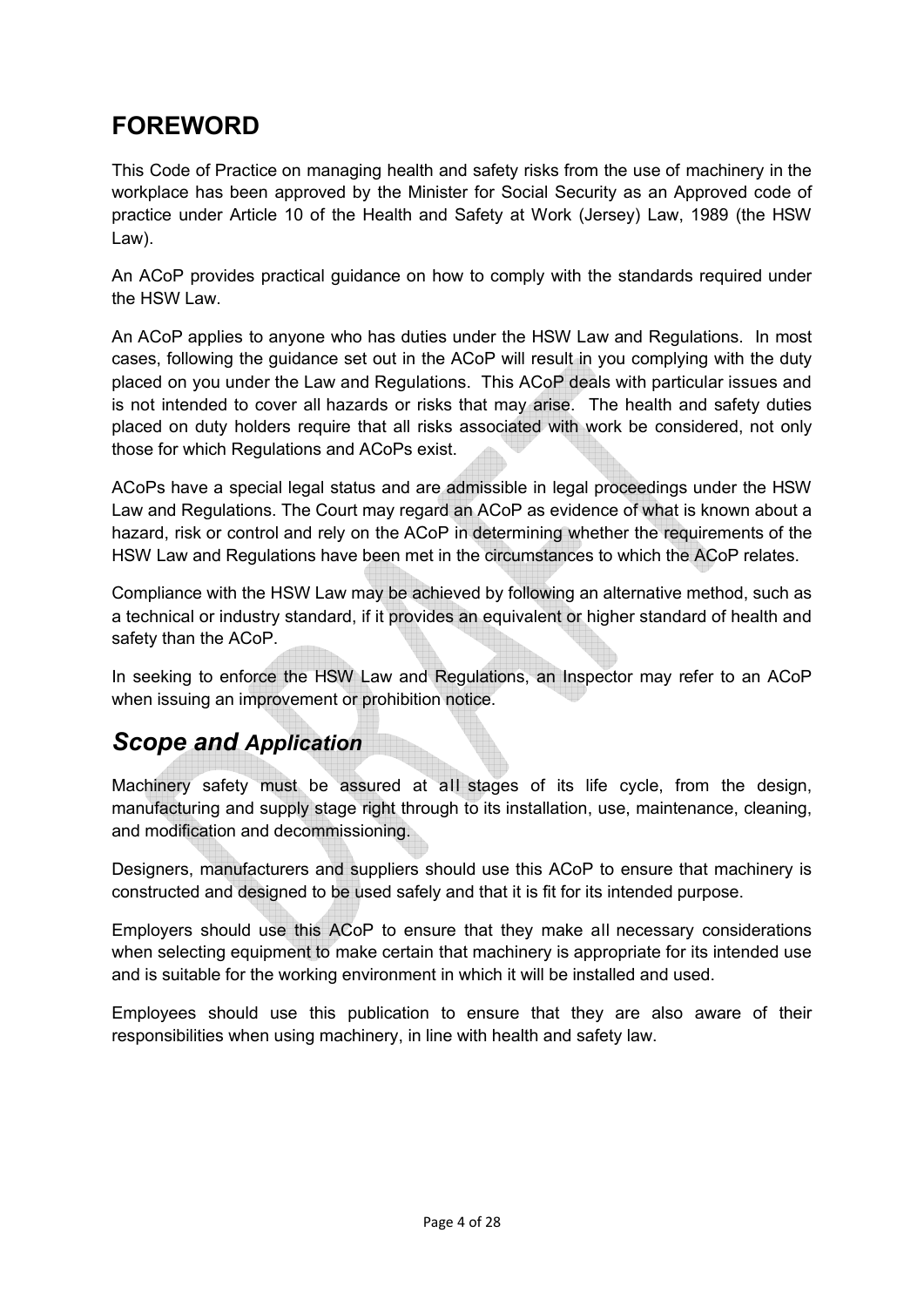# FOREWORD

This Code of Practice on managing health and safety risks from the use of machinery in the workplace has been approved by the Minister for Social Security as an Approved code of practice under Article 10 of the Health and Safety at Work (Jersey) Law, 1989 (the HSW Law).

An ACoP provides practical guidance on how to comply with the standards required under the HSW Law.

An ACoP applies to anyone who has duties under the HSW Law and Regulations. In most cases, following the guidance set out in the ACoP will result in you complying with the duty placed on you under the Law and Regulations. This ACoP deals with particular issues and is not intended to cover all hazards or risks that may arise. The health and safety duties placed on duty holders require that all risks associated with work be considered, not only those for which Regulations and ACoPs exist.

ACoPs have a special legal status and are admissible in legal proceedings under the HSW Law and Regulations. The Court may regard an ACoP as evidence of what is known about a hazard, risk or control and rely on the ACoP in determining whether the requirements of the HSW Law and Regulations have been met in the circumstances to which the ACoP relates.

Compliance with the HSW Law may be achieved by following an alternative method, such as a technical or industry standard, if it provides an equivalent or higher standard of health and safety than the ACoP.

In seeking to enforce the HSW Law and Regulations, an Inspector may refer to an ACoP when issuing an improvement or prohibition notice.

## *Scope and Application*

Machinery safety must be assured at all stages of its life cycle, from the design, manufacturing and supply stage right through to its installation, use, maintenance, cleaning, and modification and decommissioning.

Designers, manufacturers and suppliers should use this ACoP to ensure that machinery is constructed and designed to be used safely and that it is fit for its intended purpose.

Employers should use this ACoP to ensure that they make all necessary considerations when selecting equipment to make certain that machinery is appropriate for its intended use and is suitable for the working environment in which it will be installed and used.

Employees should use this publication to ensure that they are also aware of their responsibilities when using machinery, in line with health and safety law.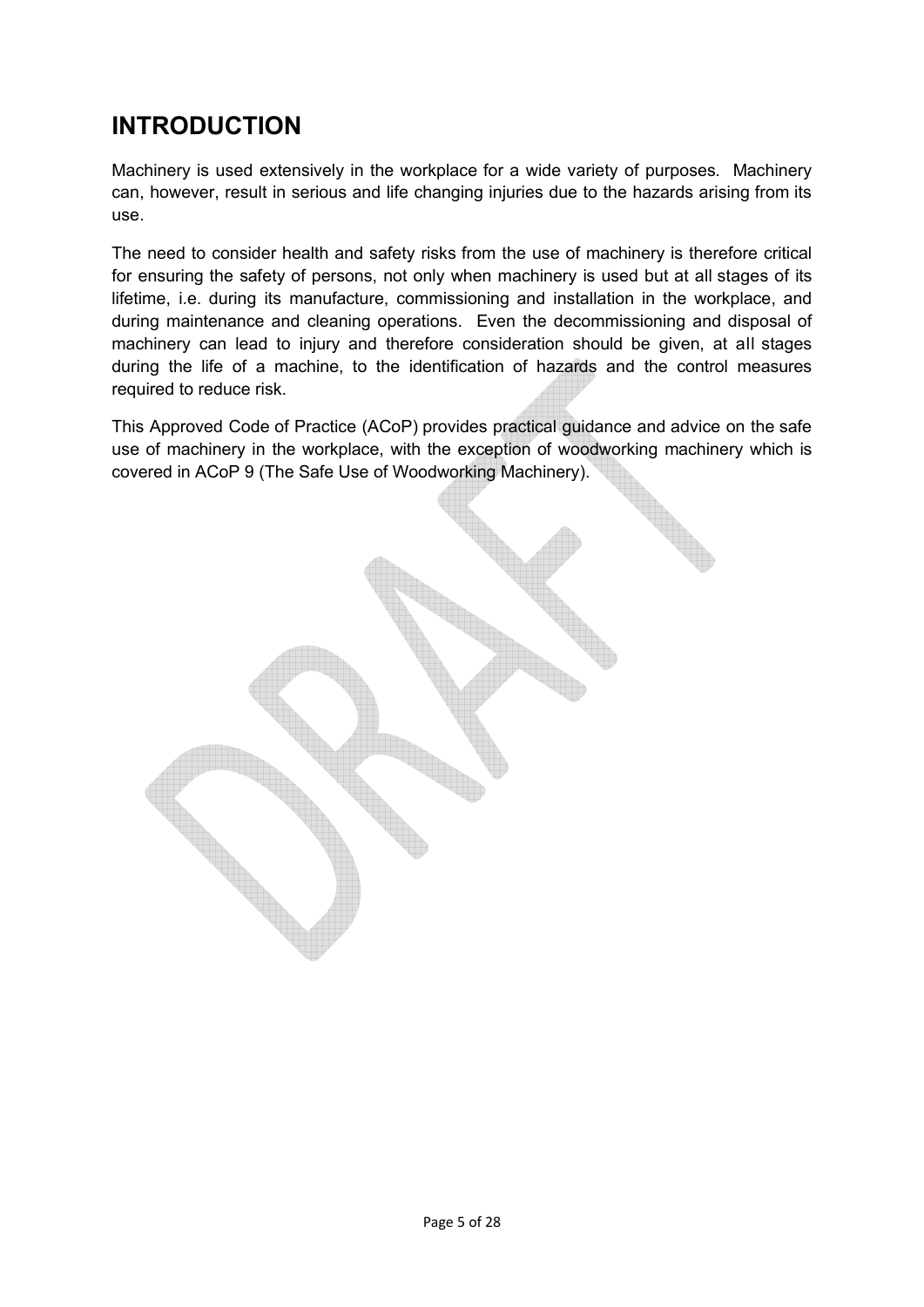# INTRODUCTION

Machinery is used extensively in the workplace for a wide variety of purposes. Machinery can, however, result in serious and life changing injuries due to the hazards arising from its use.

The need to consider health and safety risks from the use of machinery is therefore critical for ensuring the safety of persons, not only when machinery is used but at all stages of its lifetime, i.e. during its manufacture, commissioning and installation in the workplace, and during maintenance and cleaning operations. Even the decommissioning and disposal of machinery can lead to injury and therefore consideration should be given, at all stages during the life of a machine, to the identification of hazards and the control measures required to reduce risk.

This Approved Code of Practice (ACoP) provides practical guidance and advice on the safe use of machinery in the workplace, with the exception of woodworking machinery which is covered in ACoP 9 (The Safe Use of Woodworking Machinery).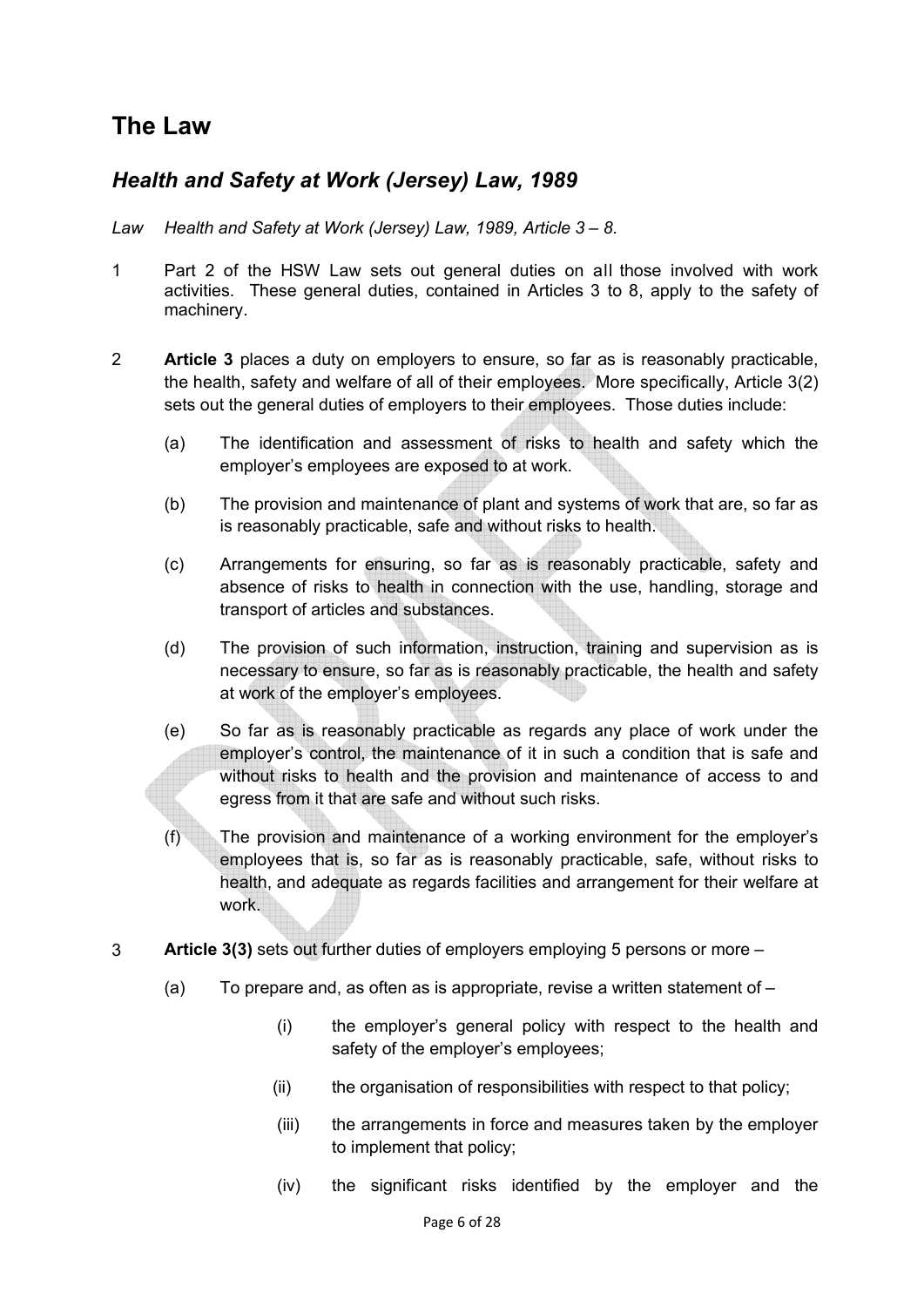# The Law

## *Health and Safety at Work (Jersey) Law, 1989*

*Law Health and Safety at Work (Jersey) Law, 1989, Article 3 – 8.*

1 Part 2 of the HSW Law sets out general duties on all those involved with work activities. These general duties, contained in Articles 3 to 8, apply to the safety of machinery.

2 **Article 3** places a duty on employers to ensure, so far as is reasonably practicable, the health, safety and welfare of all of their employees. More specifically, Article 3(2) sets out the general duties of employers to their employees. Those duties include:

(a) The identification and assessment of risks to health and safety which the employer's employees are exposed to at work.

(b) The provision and maintenance of plant and systems of work that are, so far as is reasonably practicable, safe and without risks to health.

(c) Arrangements for ensuring, so far as is reasonably practicable, safety and absence of risks to health in connection with the use, handling, storage and transport of articles and substances.

(d) The provision of such information, instruction, training and supervision as is necessary to ensure, so far as is reasonably practicable, the health and safety at work of the employer's employees.

(e) So far as is reasonably practicable as regards any place of work under the employer's control, the maintenance of it in such a condition that is safe and without risks to health and the provision and maintenance of access to and egress from it that are safe and without such risks.

(f) The provision and maintenance of a working environment for the employer's employees that is, so far as is reasonably practicable, safe, without risks to health, and adequate as regards facilities and arrangement for their welfare at work.

3 **Article 3(3)** sets out further duties of employers employing 5 persons or more –

(a) To prepare and, as often as is appropriate, revise a written statement of –

(i) the employer's general policy with respect to the health and safety of the employer's employees;

(ii) the organisation of responsibilities with respect to that policy;

(iii) the arrangements in force and measures taken by the employer to implement that policy;

(iv) the significant risks identified by the employer and the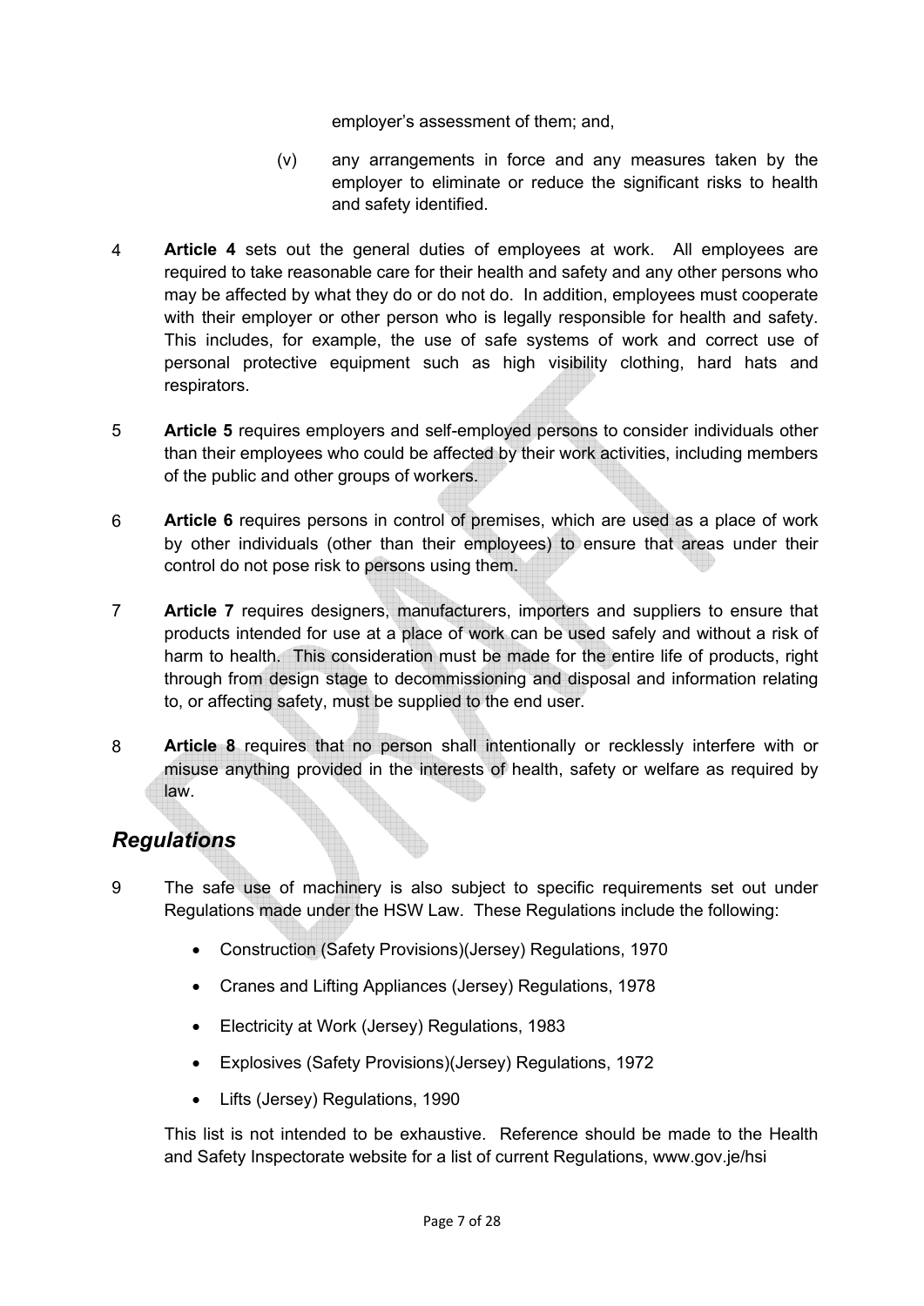employer's assessment of them; and,

(v) any arrangements in force and any measures taken by the employer to eliminate or reduce the significant risks to health and safety identified.

4 **Article 4** sets out the general duties of employees at work. All employees are required to take reasonable care for their health and safety and any other persons who may be affected by what they do or do not do. In addition, employees must cooperate with their employer or other person who is legally responsible for health and safety. This includes, for example, the use of safe systems of work and correct use of personal protective equipment such as high visibility clothing, hard hats and respirators.

5 **Article 5** requires employers and self-employed persons to consider individuals other than their employees who could be affected by their work activities, including members of the public and other groups of workers.

6 **Article 6** requires persons in control of premises, which are used as a place of work by other individuals (other than their employees) to ensure that areas under their control do not pose risk to persons using them.

7 **Article 7** requires designers, manufacturers, importers and suppliers to ensure that products intended for use at a place of work can be used safely and without a risk of harm to health. This consideration must be made for the entire life of products, right through from design stage to decommissioning and disposal and information relating to, or affecting safety, must be supplied to the end user.

8 **Article 8** requires that no person shall intentionally or recklessly interfere with or misuse anything provided in the interests of health, safety or welfare as required by law.

## *Regulations*

9 The safe use of machinery is also subject to specific requirements set out under Regulations made under the HSW Law. These Regulations include the following:

- Construction (Safety Provisions)(Jersey) Regulations, 1970
- Cranes and Lifting Appliances (Jersey) Regulations, 1978
- Electricity at Work (Jersey) Regulations, 1983
- Explosives (Safety Provisions)(Jersey) Regulations, 1972
- Lifts (Jersey) Regulations, 1990

This list is not intended to be exhaustive. Reference should be made to the Health and Safety Inspectorate website for a list of current Regulations, www.gov.je/hsi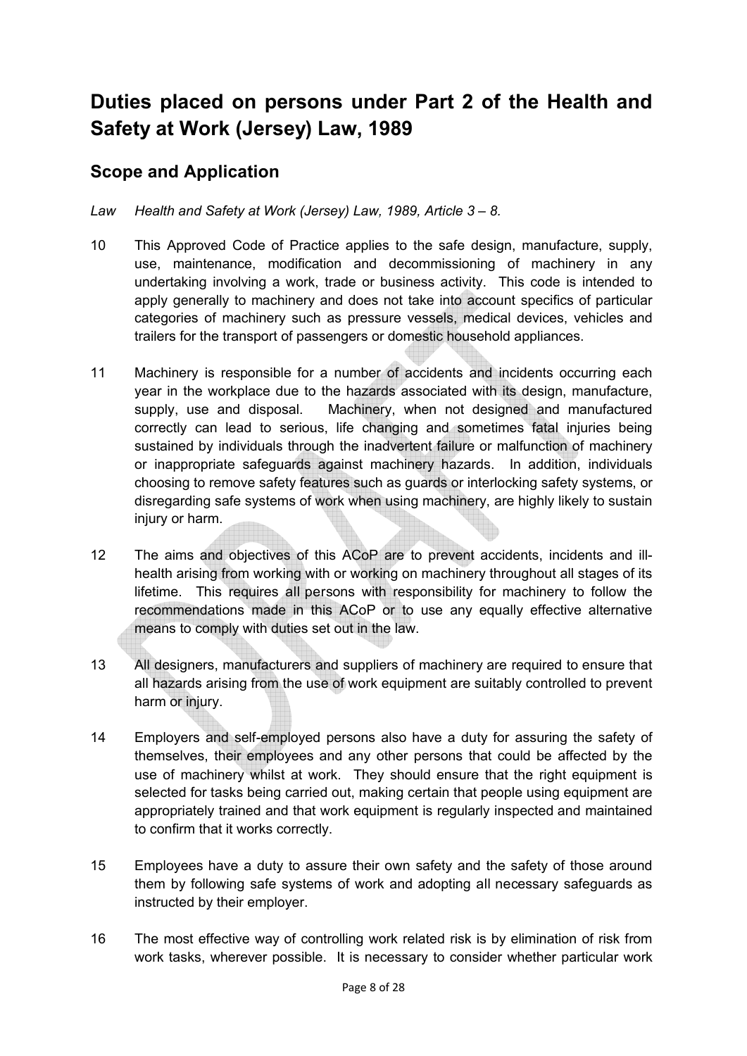# Duties placed on persons under Part 2 of the Health and Safety at Work (Jersey) Law, 1989

## Scope and Application

*Law Health and Safety at Work (Jersey) Law, 1989, Article 3 – 8.*

10 This Approved Code of Practice applies to the safe design, manufacture, supply, use, maintenance, modification and decommissioning of machinery in any undertaking involving a work, trade or business activity. This code is intended to apply generally to machinery and does not take into account specifics of particular categories of machinery such as pressure vessels, medical devices, vehicles and trailers for the transport of passengers or domestic household appliances.

11 Machinery is responsible for a number of accidents and incidents occurring each year in the workplace due to the hazards associated with its design, manufacture, supply, use and disposal. Machinery, when not designed and manufactured correctly can lead to serious, life changing and sometimes fatal injuries being sustained by individuals through the inadvertent failure or malfunction of machinery or inappropriate safeguards against machinery hazards. In addition, individuals choosing to remove safety features such as guards or interlocking safety systems, or disregarding safe systems of work when using machinery, are highly likely to sustain injury or harm.

12 The aims and objectives of this ACoP are to prevent accidents, incidents and ill-health arising from working with or working on machinery throughout all stages of its lifetime. This requires all persons with responsibility for machinery to follow the recommendations made in this ACoP or to use any equally effective alternative means to comply with duties set out in the law.

13 All designers, manufacturers and suppliers of machinery are required to ensure that all hazards arising from the use of work equipment are suitably controlled to prevent harm or injury.

14 Employers and self-employed persons also have a duty for assuring the safety of themselves, their employees and any other persons that could be affected by the use of machinery whilst at work. They should ensure that the right equipment is selected for tasks being carried out, making certain that people using equipment are appropriately trained and that work equipment is regularly inspected and maintained to confirm that it works correctly.

15 Employees have a duty to assure their own safety and the safety of those around them by following safe systems of work and adopting all necessary safeguards as instructed by their employer.

16 The most effective way of controlling work related risk is by elimination of risk from work tasks, wherever possible. It is necessary to consider whether particular work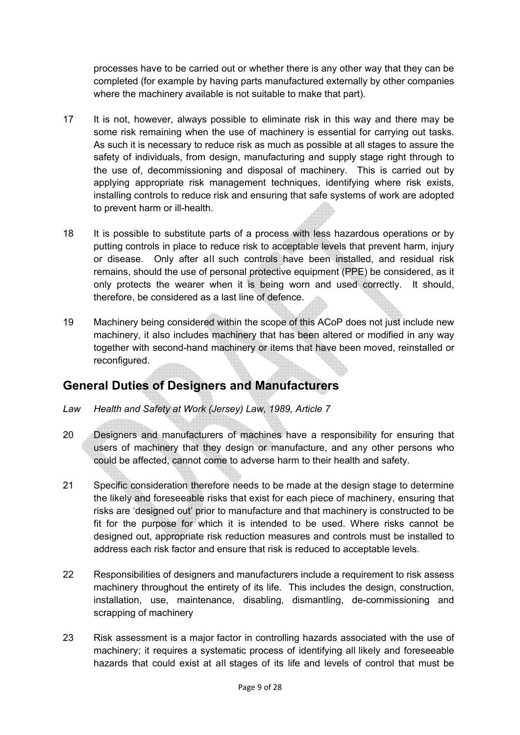processes have to be carried out or whether there is any other way that they can be completed (for example by having parts manufactured externally by other companies where the machinery available is not suitable to make that part).

17 It is not, however, always possible to eliminate risk in this way and there may be some risk remaining when the use of machinery is essential for carrying out tasks. As such it is necessary to reduce risk as much as possible at all stages to assure the safety of individuals, from design, manufacturing and supply stage right through to the use of, decommissioning and disposal of machinery. This is carried out by applying appropriate risk management techniques, identifying where risk exists, installing controls to reduce risk and ensuring that safe systems of work are adopted to prevent harm or ill-health.

18 It is possible to substitute parts of a process with less hazardous operations or by putting controls in place to reduce risk to acceptable levels that prevent harm, injury or disease. Only after all such controls have been installed, and residual risk remains, should the use of personal protective equipment (PPE) be considered, as it only protects the wearer when it is being worn and used correctly. It should, therefore, be considered as a last line of defence.

19 Machinery being considered within the scope of this ACoP does not just include new machinery, it also includes machinery that has been altered or modified in any way together with second-hand machinery or items that have been moved, reinstalled or reconfigured.

## General Duties of Designers and Manufacturers

*Law Health and Safety at Work (Jersey) Law, 1989, Article 7*

20 Designers and manufacturers of machines have a responsibility for ensuring that users of machinery that they design or manufacture, and any other persons who could be affected, cannot come to adverse harm to their health and safety.

21 Specific consideration therefore needs to be made at the design stage to determine the likely and foreseeable risks that exist for each piece of machinery, ensuring that risks are 'designed out' prior to manufacture and that machinery is constructed to be fit for the purpose for which it is intended to be used. Where risks cannot be designed out, appropriate risk reduction measures and controls must be installed to address each risk factor and ensure that risk is reduced to acceptable levels.

22 Responsibilities of designers and manufacturers include a requirement to risk assess machinery throughout the entirety of its life. This includes the design, construction, installation, use, maintenance, disabling, dismantling, de-commissioning and scrapping of machinery

23 Risk assessment is a major factor in controlling hazards associated with the use of machinery; it requires a systematic process of identifying all likely and foreseeable hazards that could exist at all stages of its life and levels of control that must be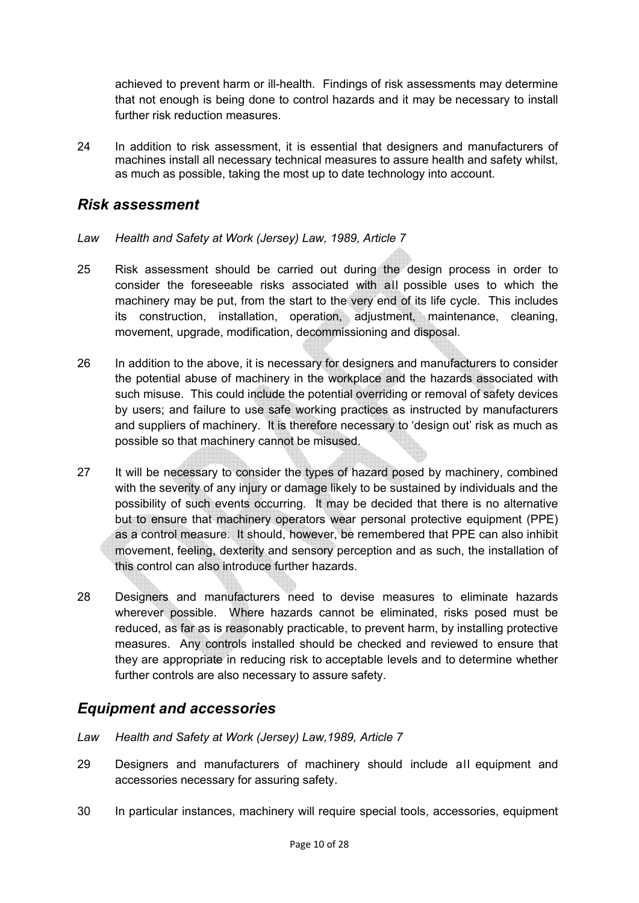achieved to prevent harm or ill-health. Findings of risk assessments may determine that not enough is being done to control hazards and it may be necessary to install further risk reduction measures.

24 In addition to risk assessment, it is essential that designers and manufacturers of machines install all necessary technical measures to assure health and safety whilst, as much as possible, taking the most up to date technology into account.

## *Risk assessment*

*Law Health and Safety at Work (Jersey) Law, 1989, Article 7*

25 Risk assessment should be carried out during the design process in order to consider the foreseeable risks associated with all possible uses to which the machinery may be put, from the start to the very end of its life cycle. This includes its construction, installation, operation, adjustment, maintenance, cleaning, movement, upgrade, modification, decommissioning and disposal.

26 In addition to the above, it is necessary for designers and manufacturers to consider the potential abuse of machinery in the workplace and the hazards associated with such misuse. This could include the potential overriding or removal of safety devices by users; and failure to use safe working practices as instructed by manufacturers and suppliers of machinery. It is therefore necessary to 'design out' risk as much as possible so that machinery cannot be misused.

27 It will be necessary to consider the types of hazard posed by machinery, combined with the severity of any injury or damage likely to be sustained by individuals and the possibility of such events occurring. It may be decided that there is no alternative but to ensure that machinery operators wear personal protective equipment (PPE) as a control measure. It should, however, be remembered that PPE can also inhibit movement, feeling, dexterity and sensory perception and as such, the installation of this control can also introduce further hazards.

28 Designers and manufacturers need to devise measures to eliminate hazards wherever possible. Where hazards cannot be eliminated, risks posed must be reduced, as far as is reasonably practicable, to prevent harm, by installing protective measures. Any controls installed should be checked and reviewed to ensure that they are appropriate in reducing risk to acceptable levels and to determine whether further controls are also necessary to assure safety.

## *Equipment and accessories*

*Law Health and Safety at Work (Jersey) Law,1989, Article 7*

29 Designers and manufacturers of machinery should include all equipment and accessories necessary for assuring safety.

30 In particular instances, machinery will require special tools, accessories, equipment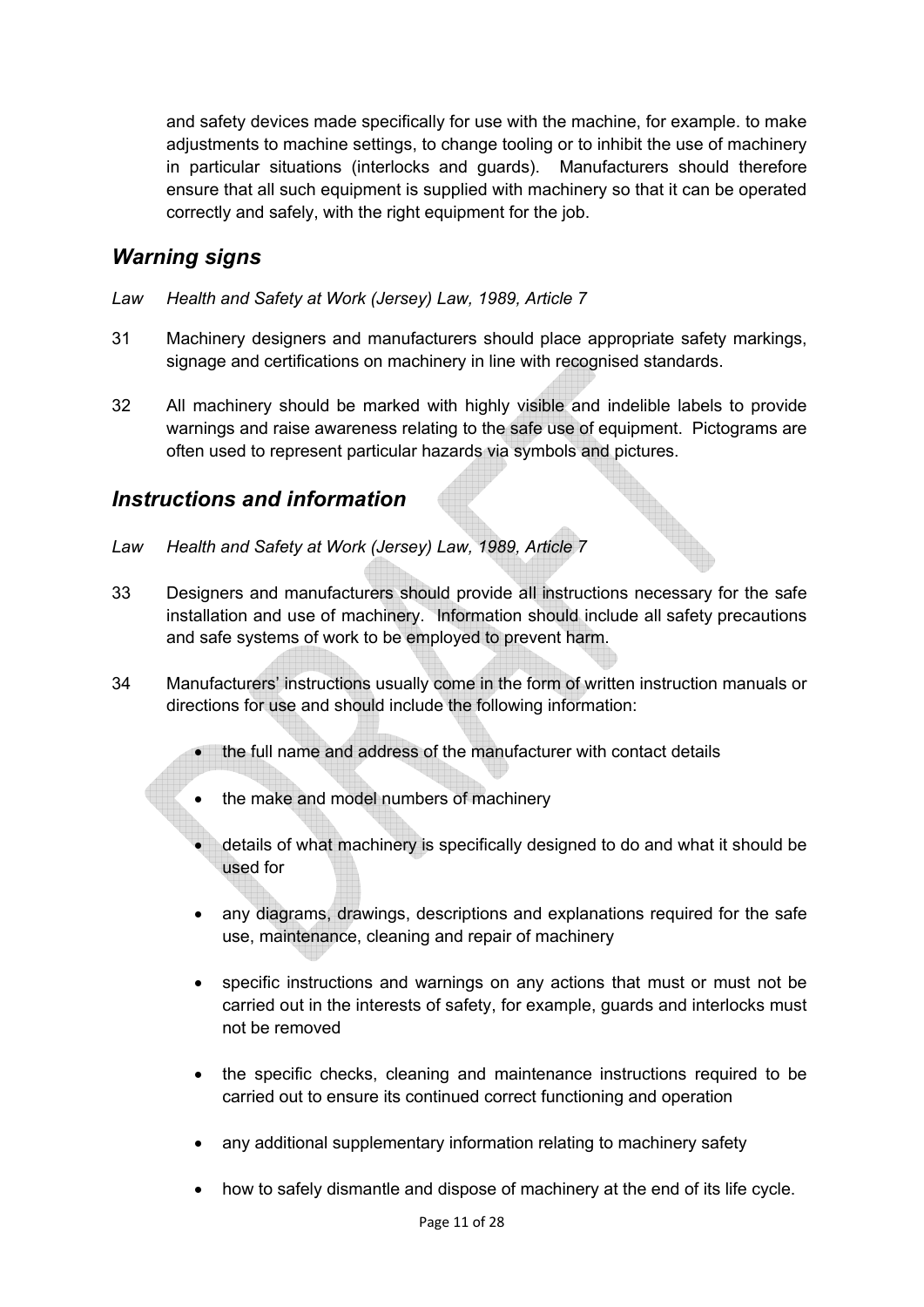and safety devices made specifically for use with the machine, for example. to make adjustments to machine settings, to change tooling or to inhibit the use of machinery in particular situations (interlocks and guards). Manufacturers should therefore ensure that all such equipment is supplied with machinery so that it can be operated correctly and safely, with the right equipment for the job.

## *Warning signs*

*Law Health and Safety at Work (Jersey) Law, 1989, Article 7*

31 Machinery designers and manufacturers should place appropriate safety markings, signage and certifications on machinery in line with recognised standards.

32 All machinery should be marked with highly visible and indelible labels to provide warnings and raise awareness relating to the safe use of equipment. Pictograms are often used to represent particular hazards via symbols and pictures.

## *Instructions and information*

*Law Health and Safety at Work (Jersey) Law, 1989, Article 7*

33 Designers and manufacturers should provide all instructions necessary for the safe installation and use of machinery. Information should include all safety precautions and safe systems of work to be employed to prevent harm.

34 Manufacturers' instructions usually come in the form of written instruction manuals or directions for use and should include the following information:

- the full name and address of the manufacturer with contact details
- the make and model numbers of machinery
- details of what machinery is specifically designed to do and what it should be used for
- any diagrams, drawings, descriptions and explanations required for the safe use, maintenance, cleaning and repair of machinery
- specific instructions and warnings on any actions that must or must not be carried out in the interests of safety, for example, guards and interlocks must not be removed
- the specific checks, cleaning and maintenance instructions required to be carried out to ensure its continued correct functioning and operation
- any additional supplementary information relating to machinery safety
- how to safely dismantle and dispose of machinery at the end of its life cycle.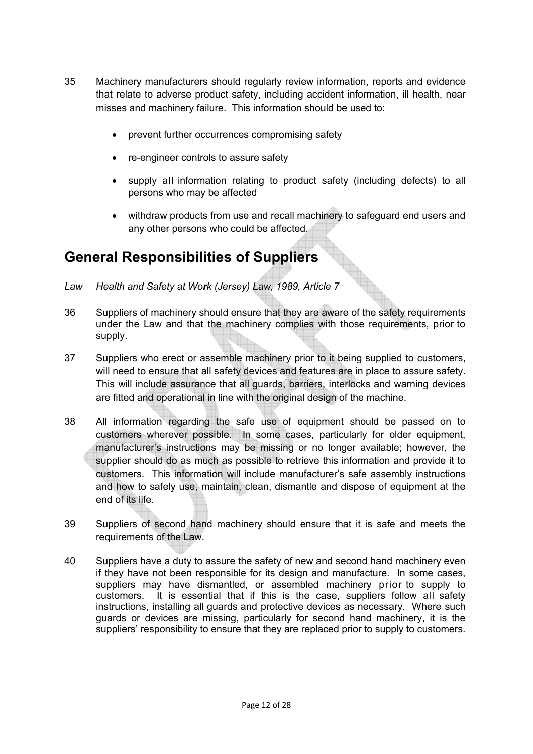35 Machinery manufacturers should regularly review information, reports and evidence that relate to adverse product safety, including accident information, ill health, near misses and machinery failure. This information should be used to:

- prevent further occurrences compromising safety
- re-engineer controls to assure safety
- supply all information relating to product safety (including defects) to all persons who may be affected
- withdraw products from use and recall machinery to safeguard end users and any other persons who could be affected.

## General Responsibilities of Suppliers

*Law Health and Safety at Work (Jersey) Law, 1989, Article 7*

36 Suppliers of machinery should ensure that they are aware of the safety requirements under the Law and that the machinery complies with those requirements, prior to supply.

37 Suppliers who erect or assemble machinery prior to it being supplied to customers, will need to ensure that all safety devices and features are in place to assure safety. This will include assurance that all guards, barriers, interlocks and warning devices are fitted and operational in line with the original design of the machine.

38 All information regarding the safe use of equipment should be passed on to customers wherever possible. In some cases, particularly for older equipment, manufacturer's instructions may be missing or no longer available; however, the supplier should do as much as possible to retrieve this information and provide it to customers. This information will include manufacturer's safe assembly instructions and how to safely use, maintain, clean, dismantle and dispose of equipment at the end of its life.

39 Suppliers of second hand machinery should ensure that it is safe and meets the requirements of the Law.

40 Suppliers have a duty to assure the safety of new and second hand machinery even if they have not been responsible for its design and manufacture. In some cases, suppliers may have dismantled, or assembled machinery prior to supply to customers. It is essential that if this is the case, suppliers follow all safety instructions, installing all guards and protective devices as necessary. Where such guards or devices are missing, particularly for second hand machinery, it is the suppliers' responsibility to ensure that they are replaced prior to supply to customers.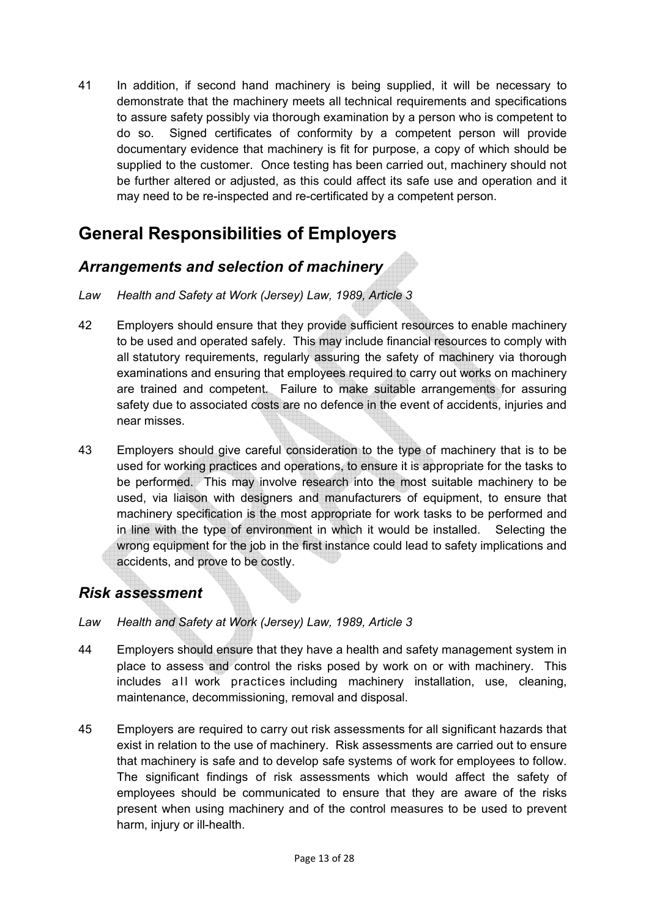41 In addition, if second hand machinery is being supplied, it will be necessary to demonstrate that the machinery meets all technical requirements and specifications to assure safety possibly via thorough examination by a person who is competent to do so. Signed certificates of conformity by a competent person will provide documentary evidence that machinery is fit for purpose, a copy of which should be supplied to the customer. Once testing has been carried out, machinery should not be further altered or adjusted, as this could affect its safe use and operation and it may need to be re-inspected and re-certificated by a competent person.

# General Responsibilities of Employers

## *Arrangements and selection of machinery*

*Law Health and Safety at Work (Jersey) Law, 1989, Article 3*

42 Employers should ensure that they provide sufficient resources to enable machinery to be used and operated safely. This may include financial resources to comply with all statutory requirements, regularly assuring the safety of machinery via thorough examinations and ensuring that employees required to carry out works on machinery are trained and competent. Failure to make suitable arrangements for assuring safety due to associated costs are no defence in the event of accidents, injuries and near misses.

43 Employers should give careful consideration to the type of machinery that is to be used for working practices and operations, to ensure it is appropriate for the tasks to be performed. This may involve research into the most suitable machinery to be used, via liaison with designers and manufacturers of equipment, to ensure that machinery specification is the most appropriate for work tasks to be performed and in line with the type of environment in which it would be installed. Selecting the wrong equipment for the job in the first instance could lead to safety implications and accidents, and prove to be costly.

## *Risk assessment*

*Law Health and Safety at Work (Jersey) Law, 1989, Article 3*

44 Employers should ensure that they have a health and safety management system in place to assess and control the risks posed by work on or with machinery. This includes all work practices including machinery installation, use, cleaning, maintenance, decommissioning, removal and disposal.

45 Employers are required to carry out risk assessments for all significant hazards that exist in relation to the use of machinery. Risk assessments are carried out to ensure that machinery is safe and to develop safe systems of work for employees to follow. The significant findings of risk assessments which would affect the safety of employees should be communicated to ensure that they are aware of the risks present when using machinery and of the control measures to be used to prevent harm, injury or ill-health.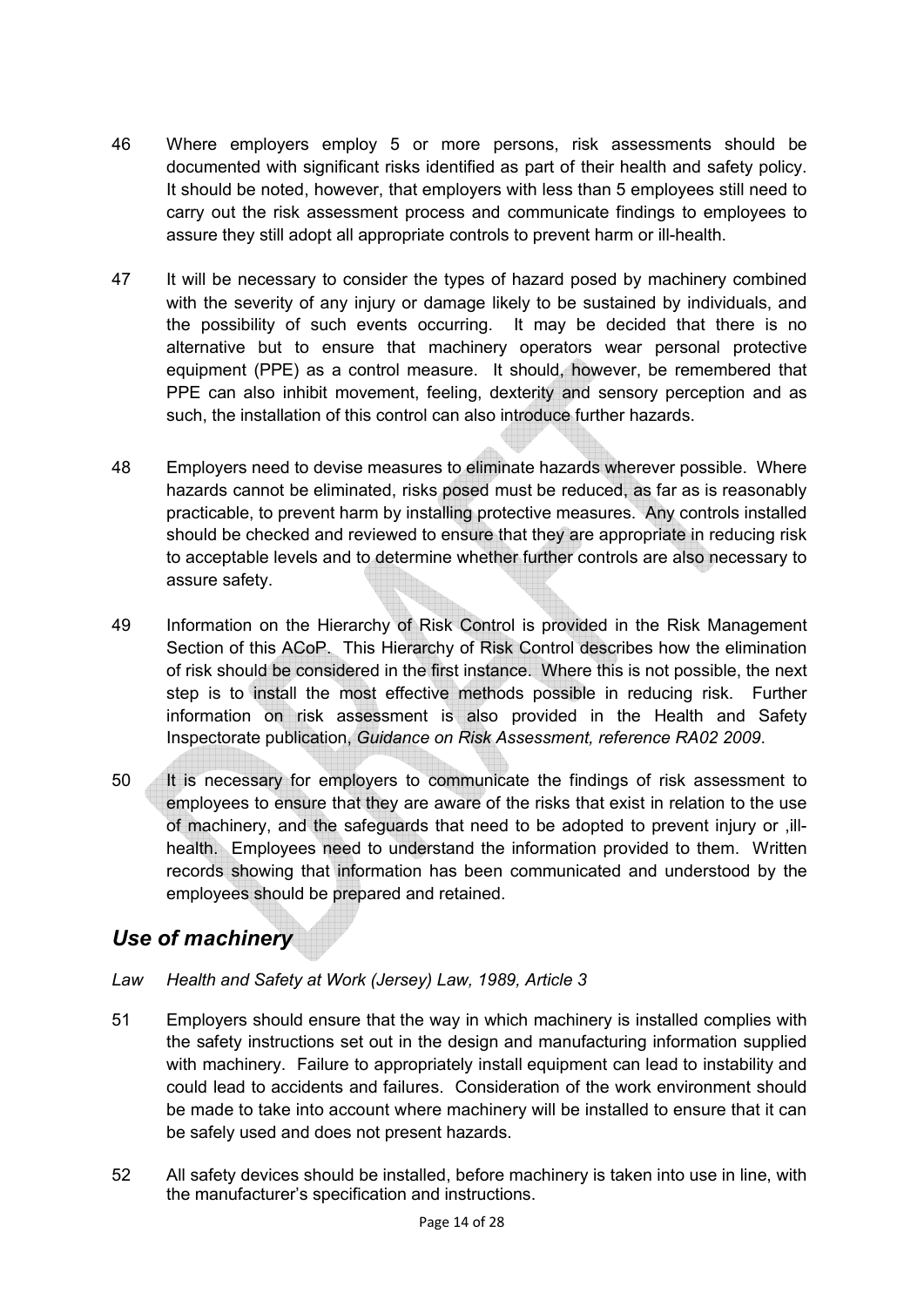46 Where employers employ 5 or more persons, risk assessments should be documented with significant risks identified as part of their health and safety policy. It should be noted, however, that employers with less than 5 employees still need to carry out the risk assessment process and communicate findings to employees to assure they still adopt all appropriate controls to prevent harm or ill-health.

47 It will be necessary to consider the types of hazard posed by machinery combined with the severity of any injury or damage likely to be sustained by individuals, and the possibility of such events occurring. It may be decided that there is no alternative but to ensure that machinery operators wear personal protective equipment (PPE) as a control measure. It should, however, be remembered that PPE can also inhibit movement, feeling, dexterity and sensory perception and as such, the installation of this control can also introduce further hazards.

48 Employers need to devise measures to eliminate hazards wherever possible. Where hazards cannot be eliminated, risks posed must be reduced, as far as is reasonably practicable, to prevent harm by installing protective measures. Any controls installed should be checked and reviewed to ensure that they are appropriate in reducing risk to acceptable levels and to determine whether further controls are also necessary to assure safety.

49 Information on the Hierarchy of Risk Control is provided in the Risk Management Section of this ACoP. This Hierarchy of Risk Control describes how the elimination of risk should be considered in the first instance. Where this is not possible, the next step is to install the most effective methods possible in reducing risk. Further information on risk assessment is also provided in the Health and Safety Inspectorate publication, *Guidance on Risk Assessment, reference RA02 2009*.

50 It is necessary for employers to communicate the findings of risk assessment to employees to ensure that they are aware of the risks that exist in relation to the use of machinery, and the safeguards that need to be adopted to prevent injury or ,ill-health. Employees need to understand the information provided to them. Written records showing that information has been communicated and understood by the employees should be prepared and retained.

## *Use of machinery*

*Law Health and Safety at Work (Jersey) Law, 1989, Article 3*

51 Employers should ensure that the way in which machinery is installed complies with the safety instructions set out in the design and manufacturing information supplied with machinery. Failure to appropriately install equipment can lead to instability and could lead to accidents and failures. Consideration of the work environment should be made to take into account where machinery will be installed to ensure that it can be safely used and does not present hazards.

52 All safety devices should be installed, before machinery is taken into use in line, with the manufacturer's specification and instructions.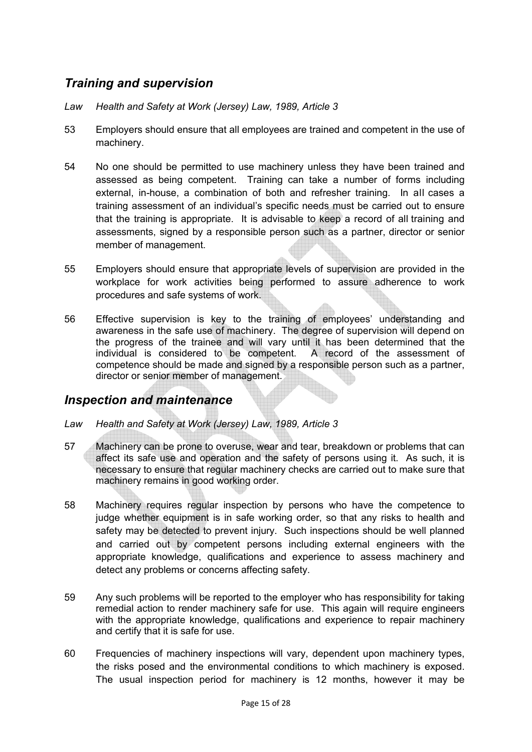## *Training and supervision*

*Law Health and Safety at Work (Jersey) Law, 1989, Article 3*

53 Employers should ensure that all employees are trained and competent in the use of machinery.

54 No one should be permitted to use machinery unless they have been trained and assessed as being competent. Training can take a number of forms including external, in-house, a combination of both and refresher training. In all cases a training assessment of an individual's specific needs must be carried out to ensure that the training is appropriate. It is advisable to keep a record of all training and assessments, signed by a responsible person such as a partner, director or senior member of management.

55 Employers should ensure that appropriate levels of supervision are provided in the workplace for work activities being performed to assure adherence to work procedures and safe systems of work.

56 Effective supervision is key to the training of employees' understanding and awareness in the safe use of machinery. The degree of supervision will depend on the progress of the trainee and will vary until it has been determined that the individual is considered to be competent. A record of the assessment of competence should be made and signed by a responsible person such as a partner, director or senior member of management.

## *Inspection and maintenance*

*Law Health and Safety at Work (Jersey) Law, 1989, Article 3*

57 Machinery can be prone to overuse, wear and tear, breakdown or problems that can affect its safe use and operation and the safety of persons using it. As such, it is necessary to ensure that regular machinery checks are carried out to make sure that machinery remains in good working order.

58 Machinery requires regular inspection by persons who have the competence to judge whether equipment is in safe working order, so that any risks to health and safety may be detected to prevent injury. Such inspections should be well planned and carried out by competent persons including external engineers with the appropriate knowledge, qualifications and experience to assess machinery and detect any problems or concerns affecting safety.

59 Any such problems will be reported to the employer who has responsibility for taking remedial action to render machinery safe for use. This again will require engineers with the appropriate knowledge, qualifications and experience to repair machinery and certify that it is safe for use.

60 Frequencies of machinery inspections will vary, dependent upon machinery types, the risks posed and the environmental conditions to which machinery is exposed. The usual inspection period for machinery is 12 months, however it may be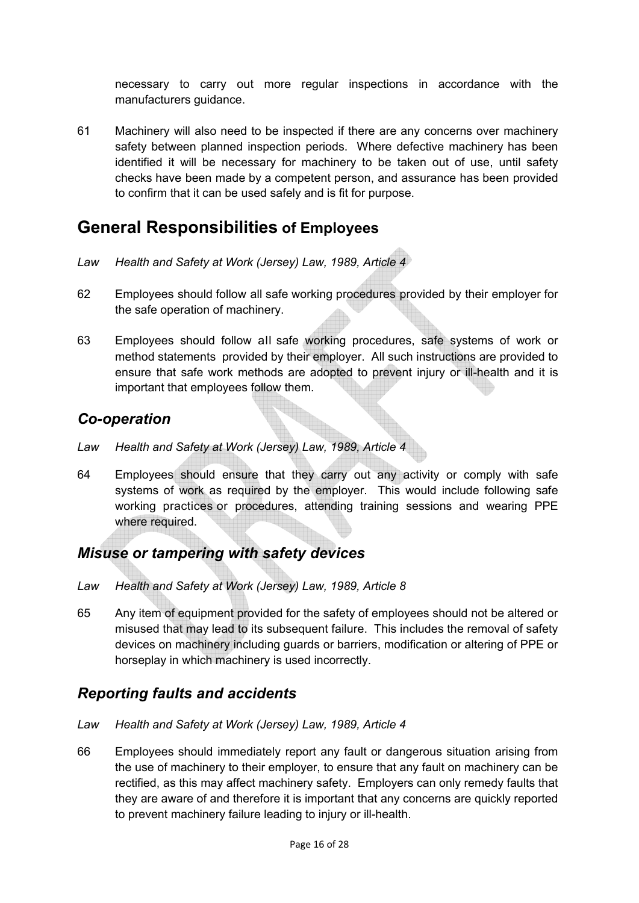necessary to carry out more regular inspections in accordance with the manufacturers guidance.

61 Machinery will also need to be inspected if there are any concerns over machinery safety between planned inspection periods. Where defective machinery has been identified it will be necessary for machinery to be taken out of use, until safety checks have been made by a competent person, and assurance has been provided to confirm that it can be used safely and is fit for purpose.

## General Responsibilities of Employees

*Law Health and Safety at Work (Jersey) Law, 1989, Article 4*

62 Employees should follow all safe working procedures provided by their employer for the safe operation of machinery.

63 Employees should follow all safe working procedures, safe systems of work or method statements provided by their employer. All such instructions are provided to ensure that safe work methods are adopted to prevent injury or ill-health and it is important that employees follow them.

### *Co-operation*

*Law Health and Safety at Work (Jersey) Law, 1989, Article 4*

64 Employees should ensure that they carry out any activity or comply with safe systems of work as required by the employer. This would include following safe working practices or procedures, attending training sessions and wearing PPE where required.

### *Misuse or tampering with safety devices*

*Law Health and Safety at Work (Jersey) Law, 1989, Article 8*

65 Any item of equipment provided for the safety of employees should not be altered or misused that may lead to its subsequent failure. This includes the removal of safety devices on machinery including guards or barriers, modification or altering of PPE or horseplay in which machinery is used incorrectly.

### *Reporting faults and accidents*

*Law Health and Safety at Work (Jersey) Law, 1989, Article 4*

66 Employees should immediately report any fault or dangerous situation arising from the use of machinery to their employer, to ensure that any fault on machinery can be rectified, as this may affect machinery safety. Employers can only remedy faults that they are aware of and therefore it is important that any concerns are quickly reported to prevent machinery failure leading to injury or ill-health.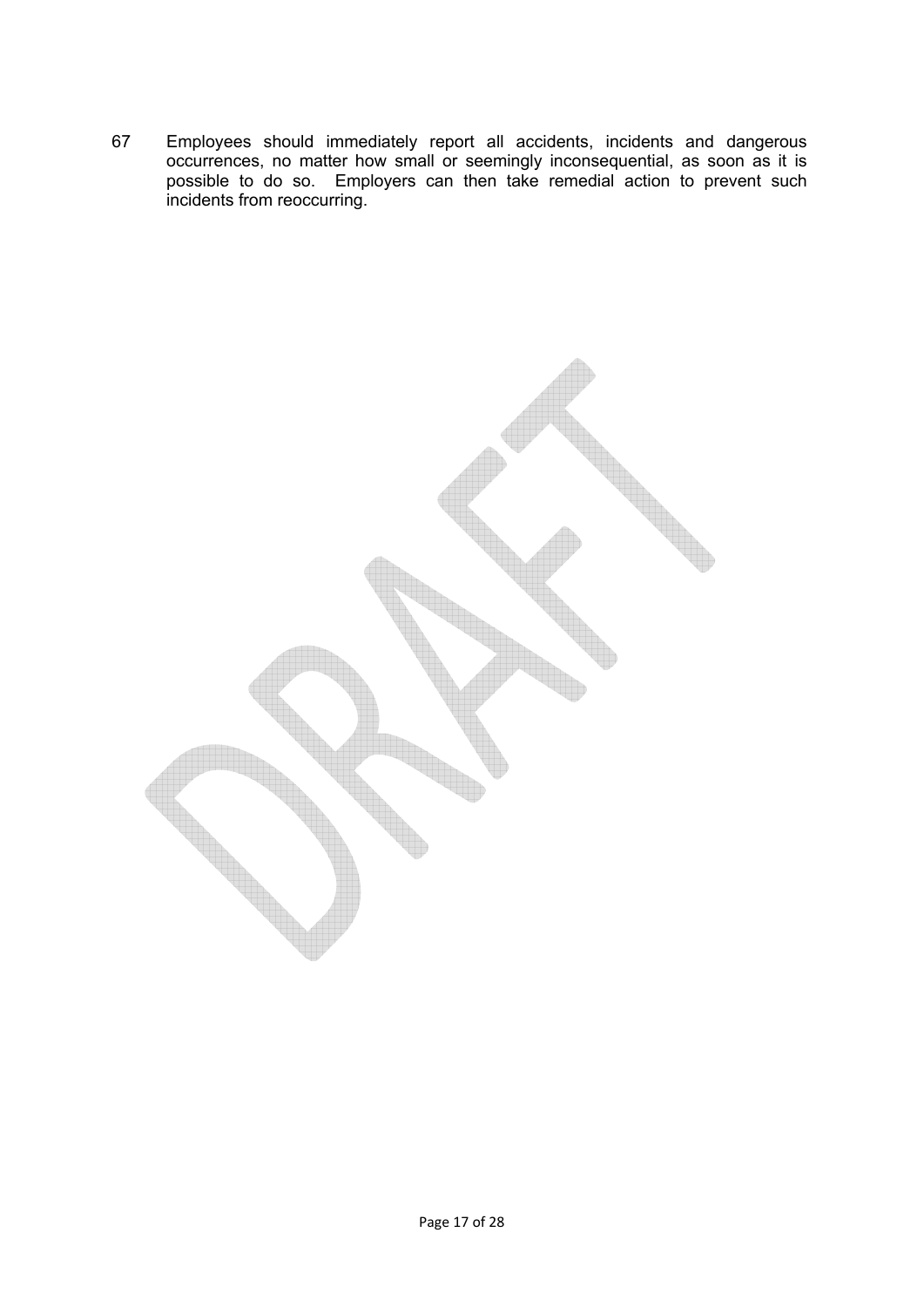67 Employees should immediately report all accidents, incidents and dangerous occurrences, no matter how small or seemingly inconsequential, as soon as it is possible to do so. Employers can then take remedial action to prevent such incidents from reoccurring.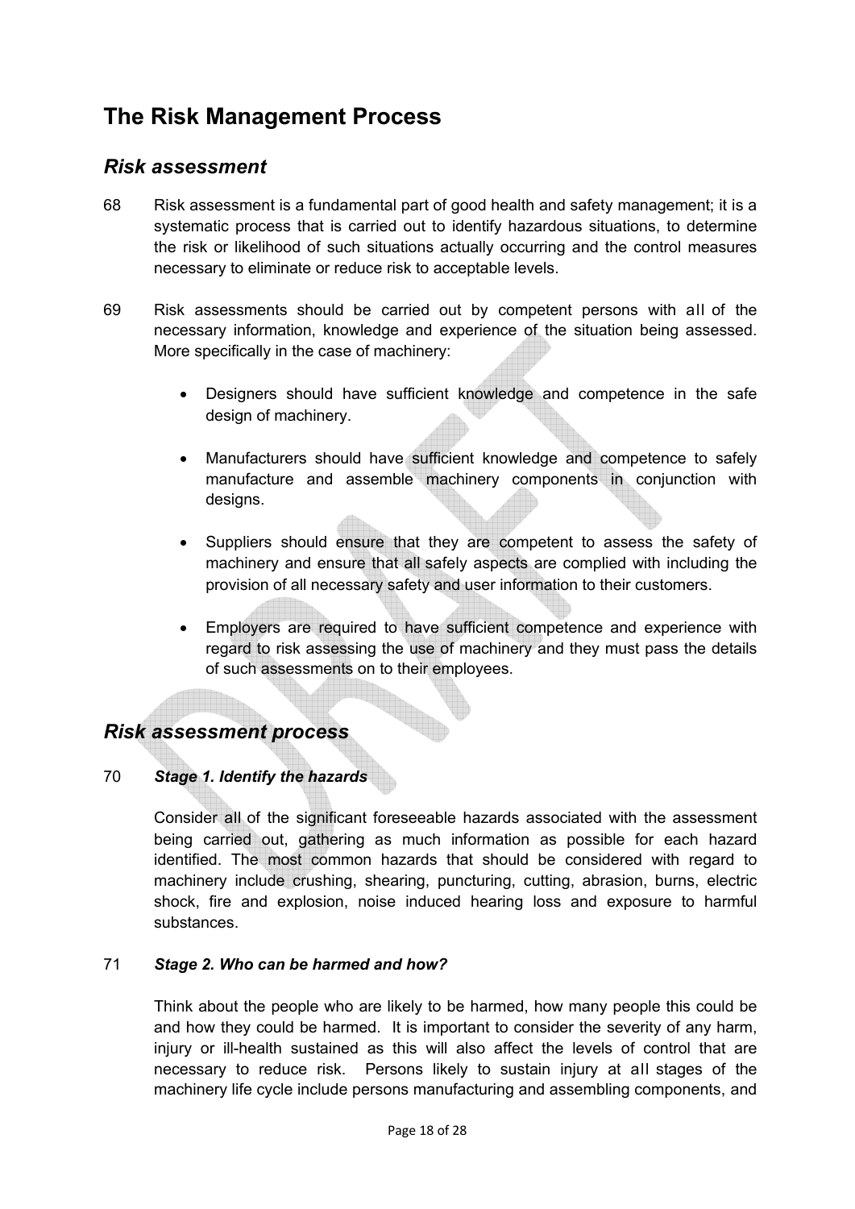# The Risk Management Process

## *Risk assessment*

68 Risk assessment is a fundamental part of good health and safety management; it is a systematic process that is carried out to identify hazardous situations, to determine the risk or likelihood of such situations actually occurring and the control measures necessary to eliminate or reduce risk to acceptable levels.

69 Risk assessments should be carried out by competent persons with all of the necessary information, knowledge and experience of the situation being assessed. More specifically in the case of machinery:

- Designers should have sufficient knowledge and competence in the safe design of machinery.
- Manufacturers should have sufficient knowledge and competence to safely manufacture and assemble machinery components in conjunction with designs.
- Suppliers should ensure that they are competent to assess the safety of machinery and ensure that all safely aspects are complied with including the provision of all necessary safety and user information to their customers.
- Employers are required to have sufficient competence and experience with regard to risk assessing the use of machinery and they must pass the details of such assessments on to their employees.

## *Risk assessment process*

70 ***Stage 1. Identify the hazards***

Consider all of the significant foreseeable hazards associated with the assessment being carried out, gathering as much information as possible for each hazard identified. The most common hazards that should be considered with regard to machinery include crushing, shearing, puncturing, cutting, abrasion, burns, electric shock, fire and explosion, noise induced hearing loss and exposure to harmful substances.

71 ***Stage 2. Who can be harmed and how?***

Think about the people who are likely to be harmed, how many people this could be and how they could be harmed. It is important to consider the severity of any harm, injury or ill-health sustained as this will also affect the levels of control that are necessary to reduce risk. Persons likely to sustain injury at all stages of the machinery life cycle include persons manufacturing and assembling components, and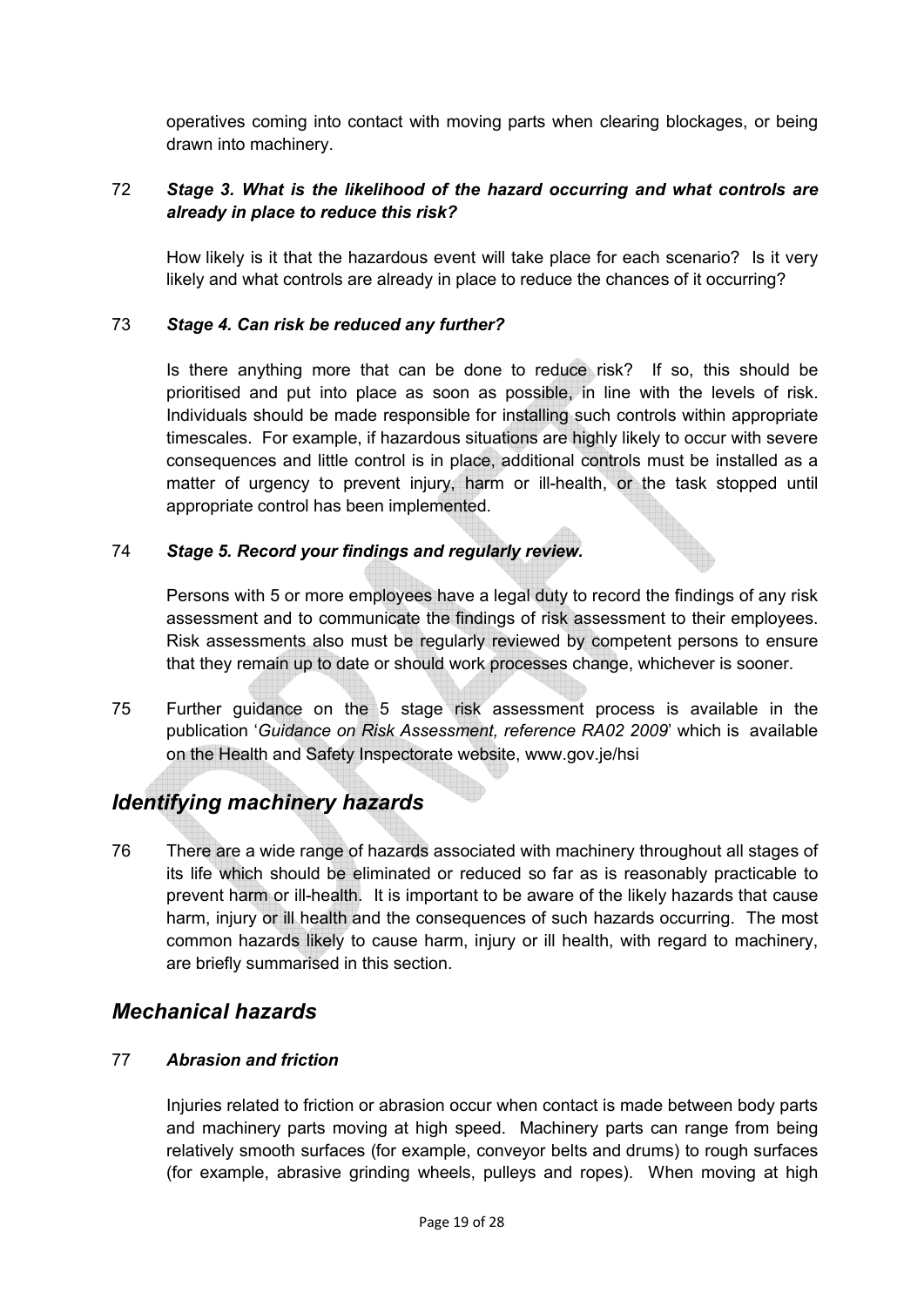operatives coming into contact with moving parts when clearing blockages, or being drawn into machinery.

72 ***Stage 3. What is the likelihood of the hazard occurring and what controls are already in place to reduce this risk?***

How likely is it that the hazardous event will take place for each scenario? Is it very likely and what controls are already in place to reduce the chances of it occurring?

73 ***Stage 4. Can risk be reduced any further?***

Is there anything more that can be done to reduce risk? If so, this should be prioritised and put into place as soon as possible, in line with the levels of risk. Individuals should be made responsible for installing such controls within appropriate timescales. For example, if hazardous situations are highly likely to occur with severe consequences and little control is in place, additional controls must be installed as a matter of urgency to prevent injury, harm or ill-health, or the task stopped until appropriate control has been implemented.

74 ***Stage 5. Record your findings and regularly review.***

Persons with 5 or more employees have a legal duty to record the findings of any risk assessment and to communicate the findings of risk assessment to their employees. Risk assessments also must be regularly reviewed by competent persons to ensure that they remain up to date or should work processes change, whichever is sooner.

75 Further guidance on the 5 stage risk assessment process is available in the publication '*Guidance on Risk Assessment, reference RA02 2009*' which is available on the Health and Safety Inspectorate website, www.gov.je/hsi

## *Identifying machinery hazards*

76 There are a wide range of hazards associated with machinery throughout all stages of its life which should be eliminated or reduced so far as is reasonably practicable to prevent harm or ill-health. It is important to be aware of the likely hazards that cause harm, injury or ill health and the consequences of such hazards occurring. The most common hazards likely to cause harm, injury or ill health, with regard to machinery, are briefly summarised in this section.

## *Mechanical hazards*

77 ***Abrasion and friction***

Injuries related to friction or abrasion occur when contact is made between body parts and machinery parts moving at high speed. Machinery parts can range from being relatively smooth surfaces (for example, conveyor belts and drums) to rough surfaces (for example, abrasive grinding wheels, pulleys and ropes). When moving at high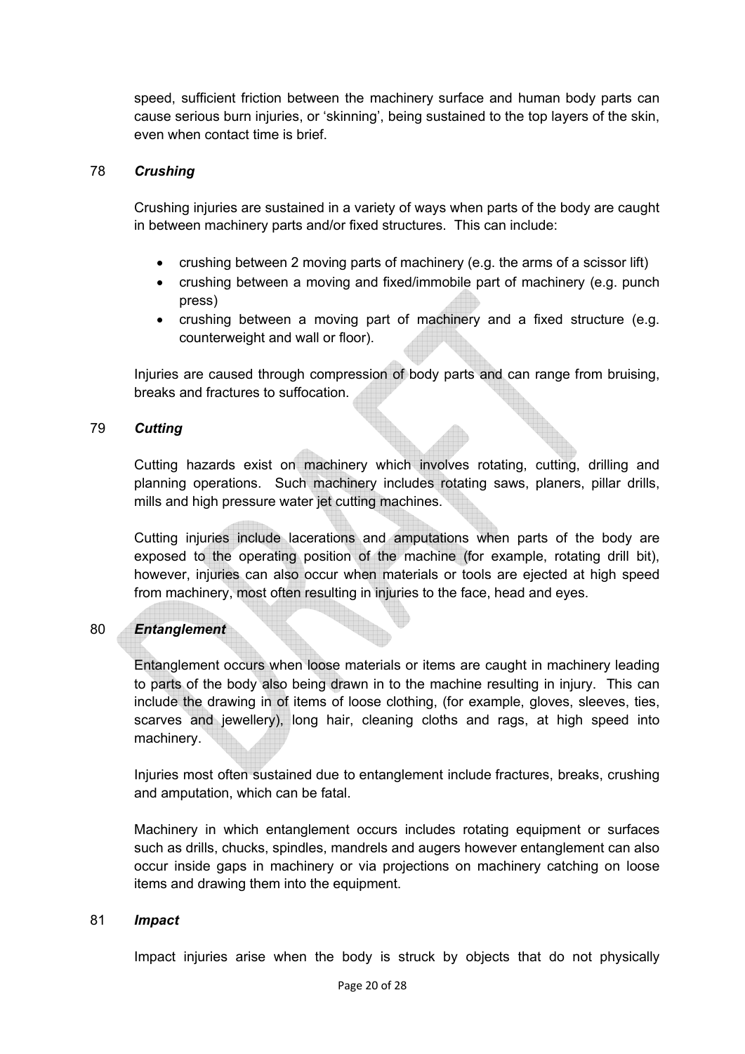speed, sufficient friction between the machinery surface and human body parts can cause serious burn injuries, or 'skinning', being sustained to the top layers of the skin, even when contact time is brief.

78 ***Crushing***

Crushing injuries are sustained in a variety of ways when parts of the body are caught in between machinery parts and/or fixed structures. This can include:

- crushing between 2 moving parts of machinery (e.g. the arms of a scissor lift)
- crushing between a moving and fixed/immobile part of machinery (e.g. punch press)
- crushing between a moving part of machinery and a fixed structure (e.g. counterweight and wall or floor).

Injuries are caused through compression of body parts and can range from bruising, breaks and fractures to suffocation.

79 ***Cutting***

Cutting hazards exist on machinery which involves rotating, cutting, drilling and planning operations. Such machinery includes rotating saws, planers, pillar drills, mills and high pressure water jet cutting machines.

Cutting injuries include lacerations and amputations when parts of the body are exposed to the operating position of the machine (for example, rotating drill bit), however, injuries can also occur when materials or tools are ejected at high speed from machinery, most often resulting in injuries to the face, head and eyes.

80 ***Entanglement***

Entanglement occurs when loose materials or items are caught in machinery leading to parts of the body also being drawn in to the machine resulting in injury. This can include the drawing in of items of loose clothing, (for example, gloves, sleeves, ties, scarves and jewellery), long hair, cleaning cloths and rags, at high speed into machinery.

Injuries most often sustained due to entanglement include fractures, breaks, crushing and amputation, which can be fatal.

Machinery in which entanglement occurs includes rotating equipment or surfaces such as drills, chucks, spindles, mandrels and augers however entanglement can also occur inside gaps in machinery or via projections on machinery catching on loose items and drawing them into the equipment.

81 ***Impact***

Impact injuries arise when the body is struck by objects that do not physically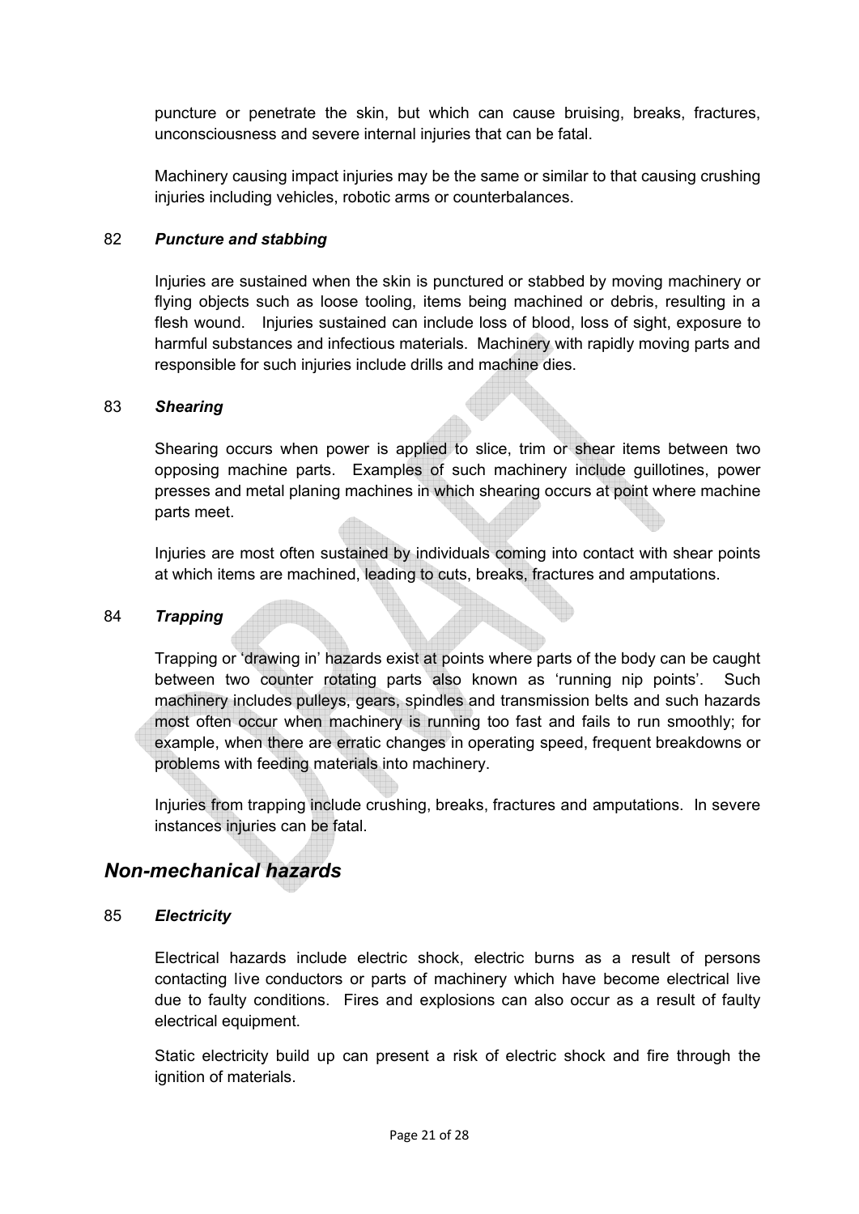puncture or penetrate the skin, but which can cause bruising, breaks, fractures, unconsciousness and severe internal injuries that can be fatal.

Machinery causing impact injuries may be the same or similar to that causing crushing injuries including vehicles, robotic arms or counterbalances.

82 ***Puncture and stabbing***

Injuries are sustained when the skin is punctured or stabbed by moving machinery or flying objects such as loose tooling, items being machined or debris, resulting in a flesh wound. Injuries sustained can include loss of blood, loss of sight, exposure to harmful substances and infectious materials. Machinery with rapidly moving parts and responsible for such injuries include drills and machine dies.

83 ***Shearing***

Shearing occurs when power is applied to slice, trim or shear items between two opposing machine parts. Examples of such machinery include guillotines, power presses and metal planing machines in which shearing occurs at point where machine parts meet.

Injuries are most often sustained by individuals coming into contact with shear points at which items are machined, leading to cuts, breaks, fractures and amputations.

84 ***Trapping***

Trapping or 'drawing in' hazards exist at points where parts of the body can be caught between two counter rotating parts also known as 'running nip points'. Such machinery includes pulleys, gears, spindles and transmission belts and such hazards most often occur when machinery is running too fast and fails to run smoothly; for example, when there are erratic changes in operating speed, frequent breakdowns or problems with feeding materials into machinery.

Injuries from trapping include crushing, breaks, fractures and amputations. In severe instances injuries can be fatal.

## *Non-mechanical hazards*

85 ***Electricity***

Electrical hazards include electric shock, electric burns as a result of persons contacting live conductors or parts of machinery which have become electrical live due to faulty conditions. Fires and explosions can also occur as a result of faulty electrical equipment.

Static electricity build up can present a risk of electric shock and fire through the ignition of materials.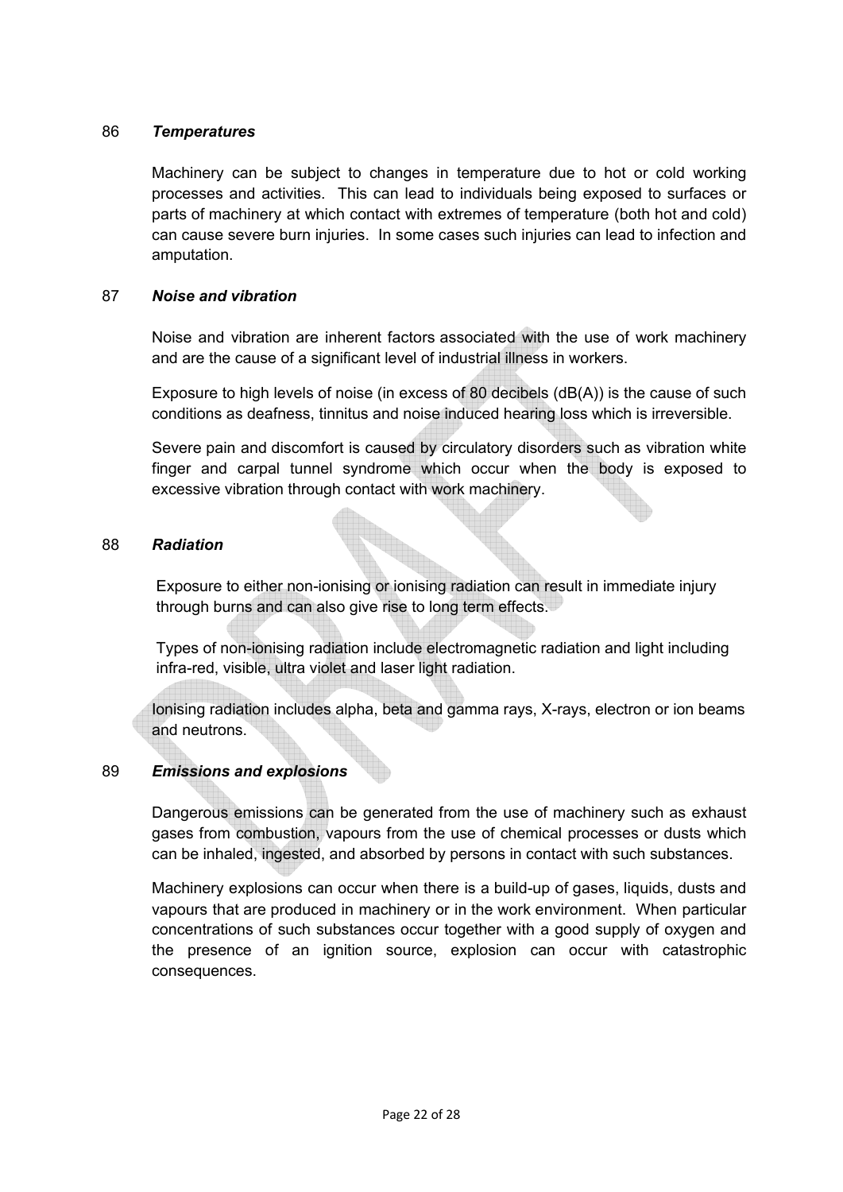86 ***Temperatures***

Machinery can be subject to changes in temperature due to hot or cold working processes and activities. This can lead to individuals being exposed to surfaces or parts of machinery at which contact with extremes of temperature (both hot and cold) can cause severe burn injuries. In some cases such injuries can lead to infection and amputation.

87 ***Noise and vibration***

Noise and vibration are inherent factors associated with the use of work machinery and are the cause of a significant level of industrial illness in workers.

Exposure to high levels of noise (in excess of 80 decibels (dB(A)) is the cause of such conditions as deafness, tinnitus and noise induced hearing loss which is irreversible.

Severe pain and discomfort is caused by circulatory disorders such as vibration white finger and carpal tunnel syndrome which occur when the body is exposed to excessive vibration through contact with work machinery.

88 ***Radiation***

Exposure to either non-ionising or ionising radiation can result in immediate injury through burns and can also give rise to long term effects.

Types of non-ionising radiation include electromagnetic radiation and light including infra-red, visible, ultra violet and laser light radiation.

Ionising radiation includes alpha, beta and gamma rays, X-rays, electron or ion beams and neutrons.

89 ***Emissions and explosions***

Dangerous emissions can be generated from the use of machinery such as exhaust gases from combustion, vapours from the use of chemical processes or dusts which can be inhaled, ingested, and absorbed by persons in contact with such substances.

Machinery explosions can occur when there is a build-up of gases, liquids, dusts and vapours that are produced in machinery or in the work environment. When particular concentrations of such substances occur together with a good supply of oxygen and the presence of an ignition source, explosion can occur with catastrophic consequences.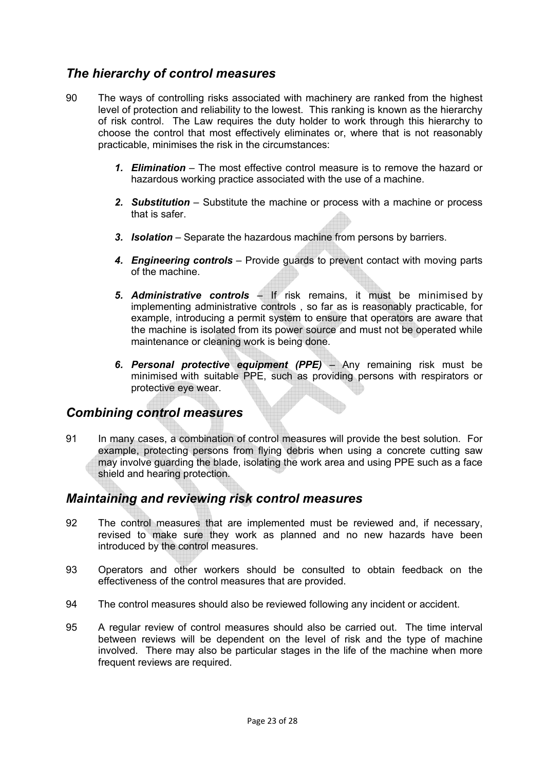## *The hierarchy of control measures*

90 The ways of controlling risks associated with machinery are ranked from the highest level of protection and reliability to the lowest. This ranking is known as the hierarchy of risk control. The Law requires the duty holder to work through this hierarchy to choose the control that most effectively eliminates or, where that is not reasonably practicable, minimises the risk in the circumstances:

1. ***Elimination*** – The most effective control measure is to remove the hazard or hazardous working practice associated with the use of a machine.
2. ***Substitution*** – Substitute the machine or process with a machine or process that is safer.
3. ***Isolation*** – Separate the hazardous machine from persons by barriers.
4. ***Engineering controls*** – Provide guards to prevent contact with moving parts of the machine.
5. ***Administrative controls*** – If risk remains, it must be minimised by implementing administrative controls , so far as is reasonably practicable, for example, introducing a permit system to ensure that operators are aware that the machine is isolated from its power source and must not be operated while maintenance or cleaning work is being done.
6. ***Personal protective equipment (PPE)*** – Any remaining risk must be minimised with suitable PPE, such as providing persons with respirators or protective eye wear.

## *Combining control measures*

91 In many cases, a combination of control measures will provide the best solution. For example, protecting persons from flying debris when using a concrete cutting saw may involve guarding the blade, isolating the work area and using PPE such as a face shield and hearing protection.

## *Maintaining and reviewing risk control measures*

92 The control measures that are implemented must be reviewed and, if necessary, revised to make sure they work as planned and no new hazards have been introduced by the control measures.

93 Operators and other workers should be consulted to obtain feedback on the effectiveness of the control measures that are provided.

94 The control measures should also be reviewed following any incident or accident.

95 A regular review of control measures should also be carried out. The time interval between reviews will be dependent on the level of risk and the type of machine involved. There may also be particular stages in the life of the machine when more frequent reviews are required.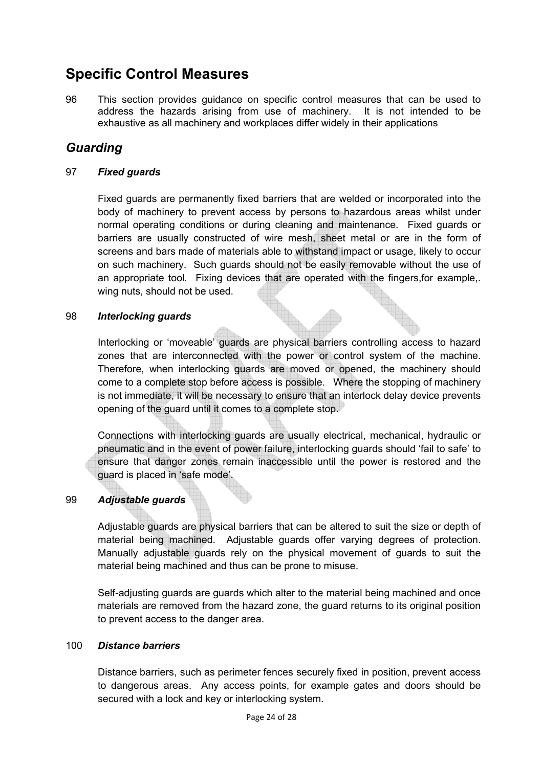# Specific Control Measures

96 This section provides guidance on specific control measures that can be used to address the hazards arising from use of machinery. It is not intended to be exhaustive as all machinery and workplaces differ widely in their applications

## *Guarding*

97 ***Fixed guards***

Fixed guards are permanently fixed barriers that are welded or incorporated into the body of machinery to prevent access by persons to hazardous areas whilst under normal operating conditions or during cleaning and maintenance. Fixed guards or barriers are usually constructed of wire mesh, sheet metal or are in the form of screens and bars made of materials able to withstand impact or usage, likely to occur on such machinery. Such guards should not be easily removable without the use of an appropriate tool. Fixing devices that are operated with the fingers,for example,. wing nuts, should not be used.

98 ***Interlocking guards***

Interlocking or 'moveable' guards are physical barriers controlling access to hazard zones that are interconnected with the power or control system of the machine. Therefore, when interlocking guards are moved or opened, the machinery should come to a complete stop before access is possible. Where the stopping of machinery is not immediate, it will be necessary to ensure that an interlock delay device prevents opening of the guard until it comes to a complete stop.

Connections with interlocking guards are usually electrical, mechanical, hydraulic or pneumatic and in the event of power failure, interlocking guards should 'fail to safe' to ensure that danger zones remain inaccessible until the power is restored and the guard is placed in 'safe mode'.

99 ***Adjustable guards***

Adjustable guards are physical barriers that can be altered to suit the size or depth of material being machined. Adjustable guards offer varying degrees of protection. Manually adjustable guards rely on the physical movement of guards to suit the material being machined and thus can be prone to misuse.

Self-adjusting guards are guards which alter to the material being machined and once materials are removed from the hazard zone, the guard returns to its original position to prevent access to the danger area.

100 ***Distance barriers***

Distance barriers, such as perimeter fences securely fixed in position, prevent access to dangerous areas. Any access points, for example gates and doors should be secured with a lock and key or interlocking system.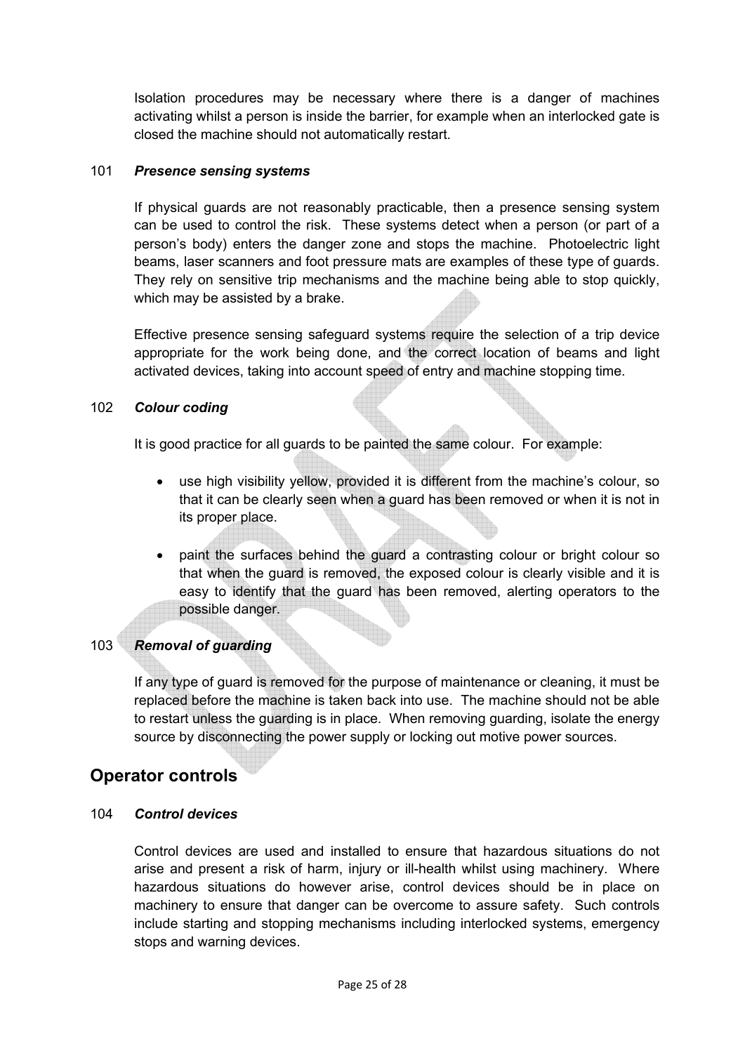Isolation procedures may be necessary where there is a danger of machines activating whilst a person is inside the barrier, for example when an interlocked gate is closed the machine should not automatically restart.

101 ***Presence sensing systems***

If physical guards are not reasonably practicable, then a presence sensing system can be used to control the risk. These systems detect when a person (or part of a person's body) enters the danger zone and stops the machine. Photoelectric light beams, laser scanners and foot pressure mats are examples of these type of guards. They rely on sensitive trip mechanisms and the machine being able to stop quickly, which may be assisted by a brake.

Effective presence sensing safeguard systems require the selection of a trip device appropriate for the work being done, and the correct location of beams and light activated devices, taking into account speed of entry and machine stopping time.

102 ***Colour coding***

It is good practice for all guards to be painted the same colour. For example:

- use high visibility yellow, provided it is different from the machine's colour, so that it can be clearly seen when a guard has been removed or when it is not in its proper place.
- paint the surfaces behind the guard a contrasting colour or bright colour so that when the guard is removed, the exposed colour is clearly visible and it is easy to identify that the guard has been removed, alerting operators to the possible danger.

103 ***Removal of guarding***

If any type of guard is removed for the purpose of maintenance or cleaning, it must be replaced before the machine is taken back into use. The machine should not be able to restart unless the guarding is in place. When removing guarding, isolate the energy source by disconnecting the power supply or locking out motive power sources.

## Operator controls

104 ***Control devices***

Control devices are used and installed to ensure that hazardous situations do not arise and present a risk of harm, injury or ill-health whilst using machinery. Where hazardous situations do however arise, control devices should be in place on machinery to ensure that danger can be overcome to assure safety. Such controls include starting and stopping mechanisms including interlocked systems, emergency stops and warning devices.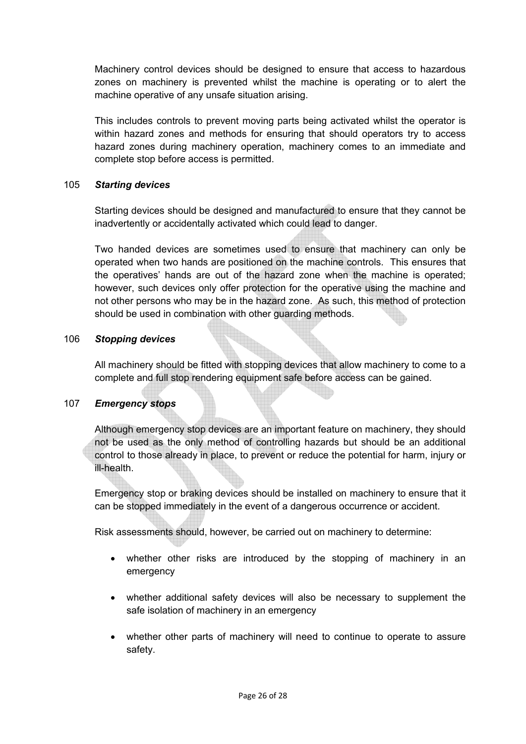Machinery control devices should be designed to ensure that access to hazardous zones on machinery is prevented whilst the machine is operating or to alert the machine operative of any unsafe situation arising.

This includes controls to prevent moving parts being activated whilst the operator is within hazard zones and methods for ensuring that should operators try to access hazard zones during machinery operation, machinery comes to an immediate and complete stop before access is permitted.

105 ***Starting devices***

Starting devices should be designed and manufactured to ensure that they cannot be inadvertently or accidentally activated which could lead to danger.

Two handed devices are sometimes used to ensure that machinery can only be operated when two hands are positioned on the machine controls. This ensures that the operatives' hands are out of the hazard zone when the machine is operated; however, such devices only offer protection for the operative using the machine and not other persons who may be in the hazard zone. As such, this method of protection should be used in combination with other guarding methods.

106 ***Stopping devices***

All machinery should be fitted with stopping devices that allow machinery to come to a complete and full stop rendering equipment safe before access can be gained.

107 ***Emergency stops***

Although emergency stop devices are an important feature on machinery, they should not be used as the only method of controlling hazards but should be an additional control to those already in place, to prevent or reduce the potential for harm, injury or ill-health.

Emergency stop or braking devices should be installed on machinery to ensure that it can be stopped immediately in the event of a dangerous occurrence or accident.

Risk assessments should, however, be carried out on machinery to determine:

- whether other risks are introduced by the stopping of machinery in an emergency
- whether additional safety devices will also be necessary to supplement the safe isolation of machinery in an emergency
- whether other parts of machinery will need to continue to operate to assure safety.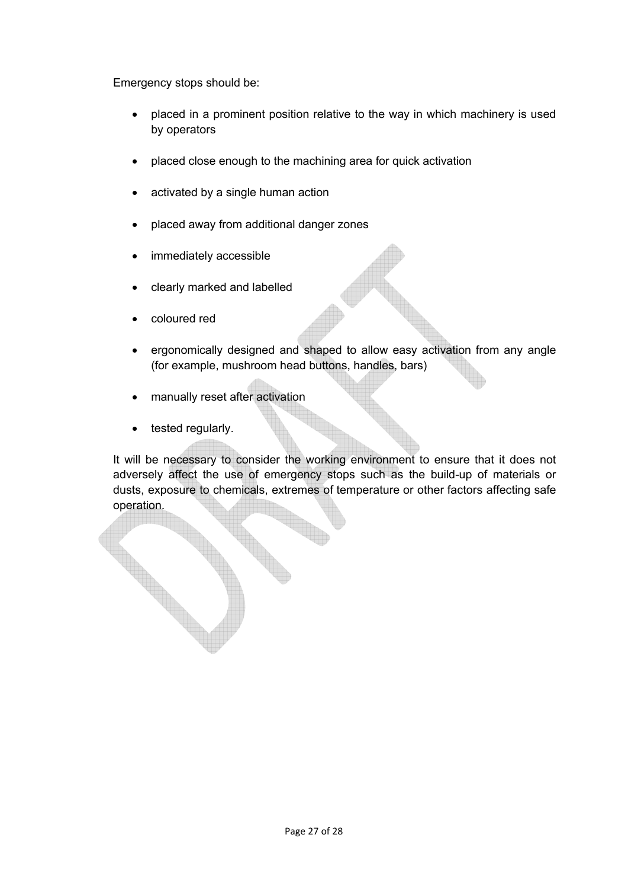Emergency stops should be:

- placed in a prominent position relative to the way in which machinery is used by operators
- placed close enough to the machining area for quick activation
- activated by a single human action
- placed away from additional danger zones
- immediately accessible
- clearly marked and labelled
- coloured red
- ergonomically designed and shaped to allow easy activation from any angle (for example, mushroom head buttons, handles, bars)
- manually reset after activation
- tested regularly.

It will be necessary to consider the working environment to ensure that it does not adversely affect the use of emergency stops such as the build-up of materials or dusts, exposure to chemicals, extremes of temperature or other factors affecting safe operation.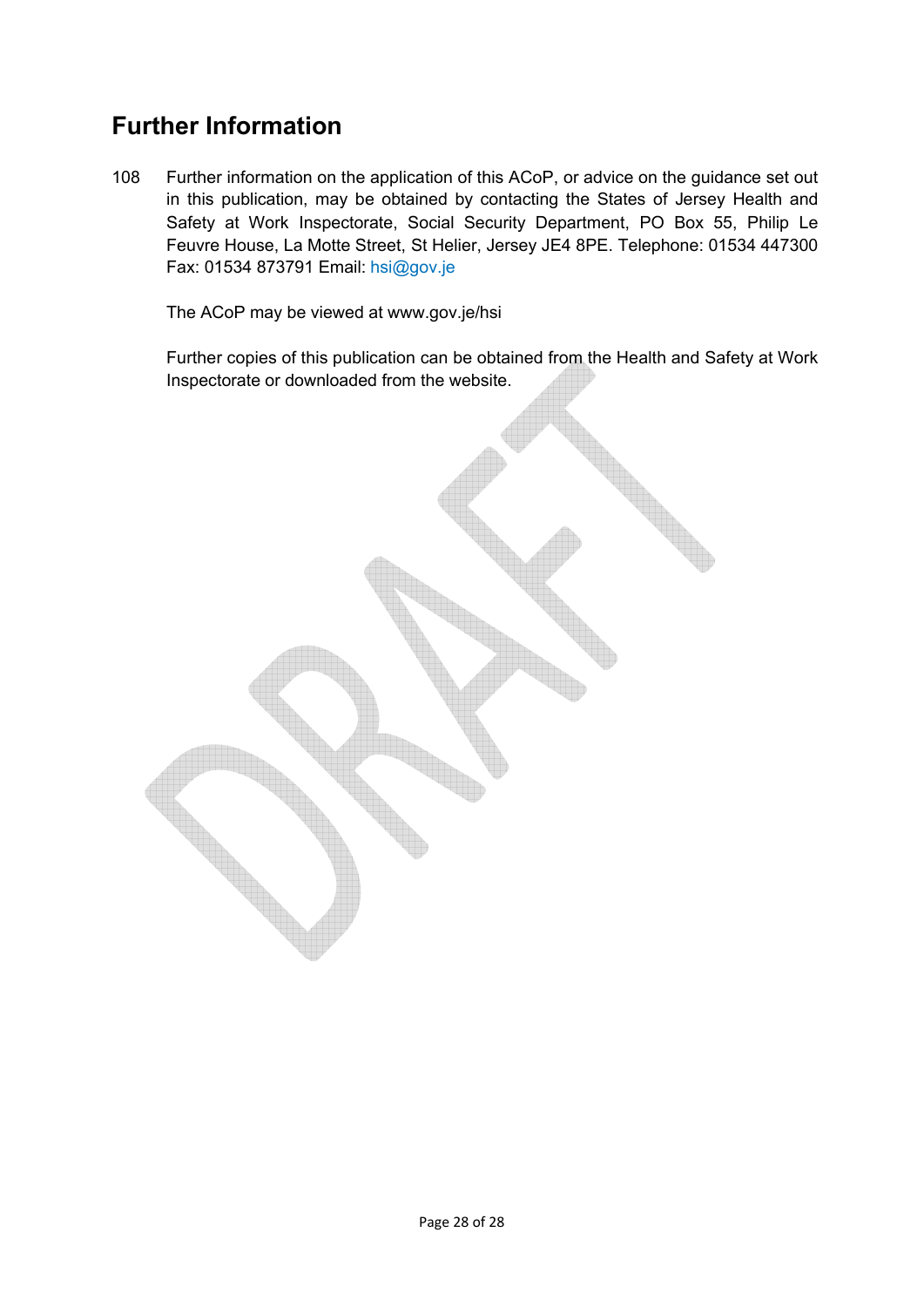## Further Information

108 Further information on the application of this ACoP, or advice on the guidance set out in this publication, may be obtained by contacting the States of Jersey Health and Safety at Work Inspectorate, Social Security Department, PO Box 55, Philip Le Feuvre House, La Motte Street, St Helier, Jersey JE4 8PE. Telephone: 01534 447300 Fax: 01534 873791 Email: hsi@gov.je

The ACoP may be viewed at www.gov.je/hsi

Further copies of this publication can be obtained from the Health and Safety at Work Inspectorate or downloaded from the website.